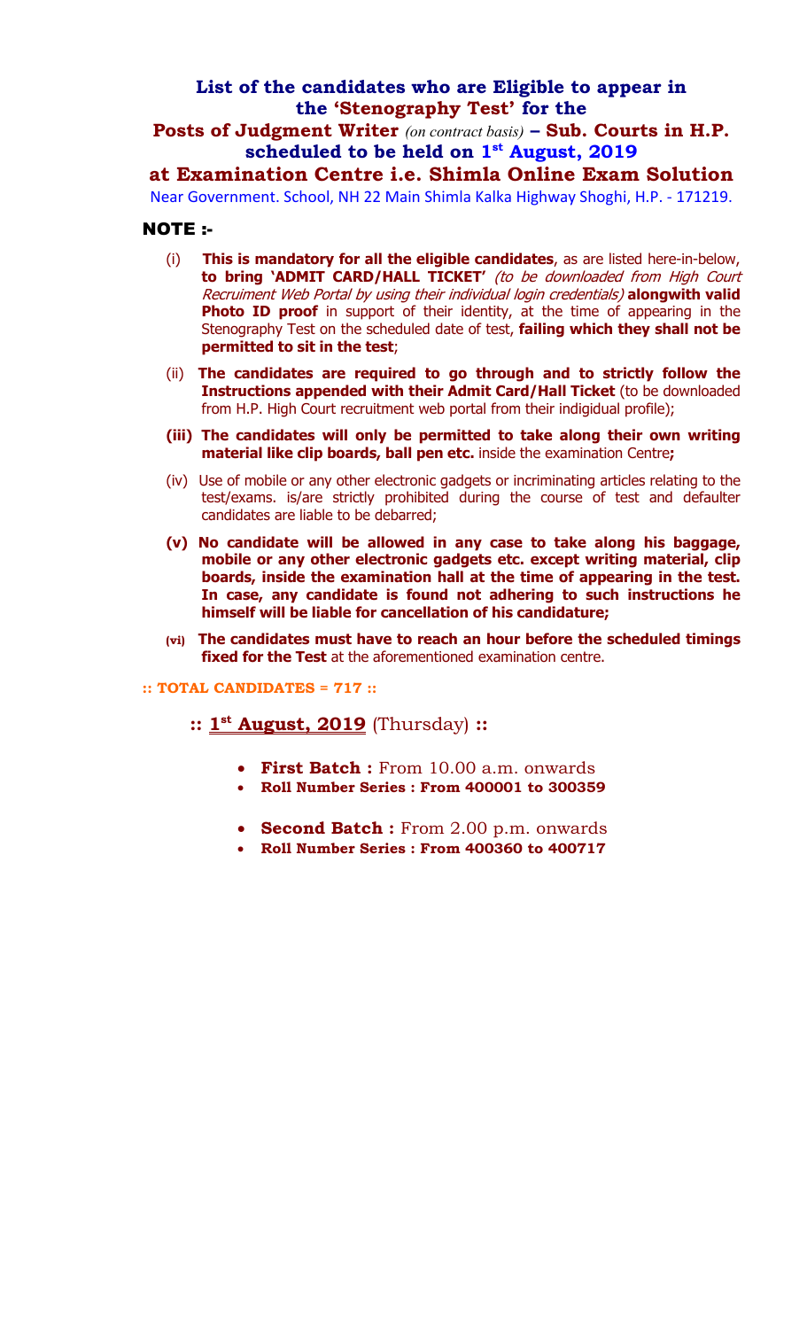# List of the candidates who are Eligible to appear in the 'Stenography Test' for the

## Posts of Judgment Writer *(on contract basis)* – Sub. Courts in H.P. scheduled to be held on 1st August, 2019

## at Examination Centre i.e. Shimla Online Exam Solution

Near Government. School, NH 22 Main Shimla Kalka Highway Shoghi, H.P. - 171219.

### NOTE :-

(i) **This is mandatory for all the eligible candidates**, as are listed here-in-below, **to bring 'ADMIT CARD/HALL TICKET'** *(to be downloaded from High Court Recruiment Web Portal by using their individual login credentials)* **alongwith valid Photo ID proof** in support of their identity, at the time of appearing in the Stenography Test on the scheduled date of test, **failing which they shall not be permitted to sit in the test**;

(ii) **The candidates are required to go through and to strictly follow the Instructions appended with their Admit Card/Hall Ticket** (to be downloaded from H.P. High Court recruitment web portal from their indigidual profile);

**(iii) The candidates will only be permitted to take along their own writing material like clip boards, ball pen etc.** inside the examination Centre**;**

(iv) Use of mobile or any other electronic gadgets or incriminating articles relating to the test/exams. is/are strictly prohibited during the course of test and defaulter candidates are liable to be debarred;

**(v) No candidate will be allowed in any case to take along his baggage, mobile or any other electronic gadgets etc. except writing material, clip boards, inside the examination hall at the time of appearing in the test. In case, any candidate is found not adhering to such instructions he himself will be liable for cancellation of his candidature;**

**(vi) The candidates must have to reach an hour before the scheduled timings fixed for the Test** at the aforementioned examination centre.

**:: TOTAL CANDIDATES = 717 ::**

**:: 1st August, 2019** (Thursday) **::**

- **First Batch :** From 10.00 a.m. onwards
- **Roll Number Series : From 400001 to 300359**

- **Second Batch :** From 2.00 p.m. onwards
- **Roll Number Series : From 400360 to 400717**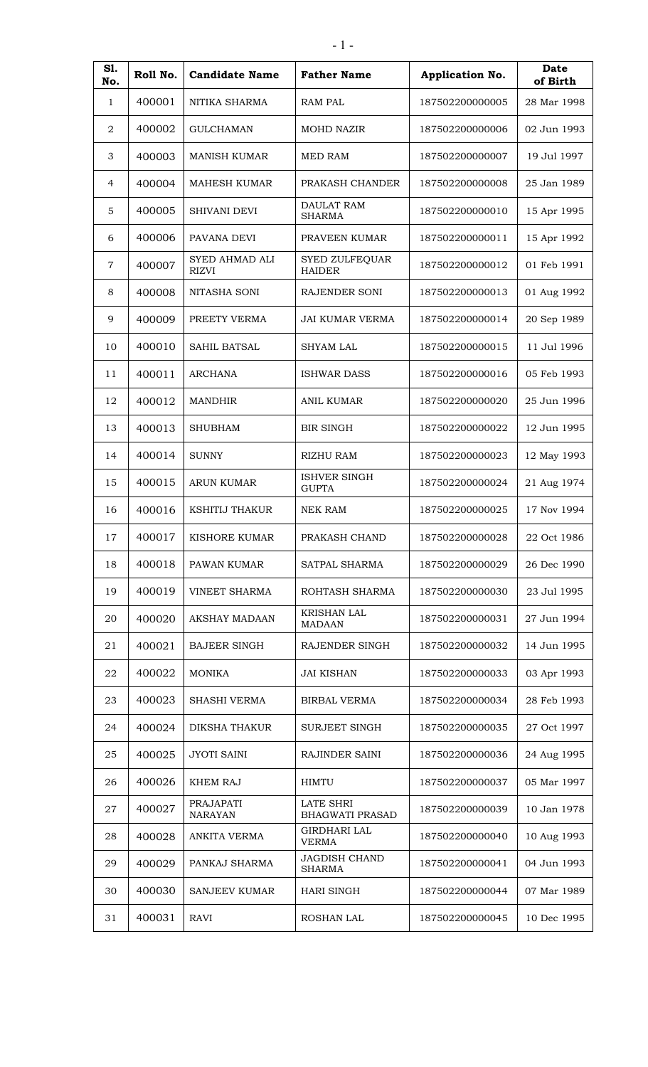| Sl. No. | Roll No. | Candidate Name | Father Name | Application No. | Date of Birth |
|---|---|---|---|---|---|
| 1 | 400001 | NITIKA SHARMA | RAM PAL | 187502200000005 | 28 Mar 1998 |
| 2 | 400002 | GULCHAMAN | MOHD NAZIR | 187502200000006 | 02 Jun 1993 |
| 3 | 400003 | MANISH KUMAR | MED RAM | 187502200000007 | 19 Jul 1997 |
| 4 | 400004 | MAHESH KUMAR | PRAKASH CHANDER | 187502200000008 | 25 Jan 1989 |
| 5 | 400005 | SHIVANI DEVI | DAULAT RAM SHARMA | 187502200000010 | 15 Apr 1995 |
| 6 | 400006 | PAVANA DEVI | PRAVEEN KUMAR | 187502200000011 | 15 Apr 1992 |
| 7 | 400007 | SYED AHMAD ALI RIZVI | SYED ZULFEQUAR HAIDER | 187502200000012 | 01 Feb 1991 |
| 8 | 400008 | NITASHA SONI | RAJENDER SONI | 187502200000013 | 01 Aug 1992 |
| 9 | 400009 | PREETY VERMA | JAI KUMAR VERMA | 187502200000014 | 20 Sep 1989 |
| 10 | 400010 | SAHIL BATSAL | SHYAM LAL | 187502200000015 | 11 Jul 1996 |
| 11 | 400011 | ARCHANA | ISHWAR DASS | 187502200000016 | 05 Feb 1993 |
| 12 | 400012 | MANDHIR | ANIL KUMAR | 187502200000020 | 25 Jun 1996 |
| 13 | 400013 | SHUBHAM | BIR SINGH | 187502200000022 | 12 Jun 1995 |
| 14 | 400014 | SUNNY | RIZHU RAM | 187502200000023 | 12 May 1993 |
| 15 | 400015 | ARUN KUMAR | ISHVER SINGH GUPTA | 187502200000024 | 21 Aug 1974 |
| 16 | 400016 | KSHITIJ THAKUR | NEK RAM | 187502200000025 | 17 Nov 1994 |
| 17 | 400017 | KISHORE KUMAR | PRAKASH CHAND | 187502200000028 | 22 Oct 1986 |
| 18 | 400018 | PAWAN KUMAR | SATPAL SHARMA | 187502200000029 | 26 Dec 1990 |
| 19 | 400019 | VINEET SHARMA | ROHTASH SHARMA | 187502200000030 | 23 Jul 1995 |
| 20 | 400020 | AKSHAY MADAAN | KRISHAN LAL MADAAN | 187502200000031 | 27 Jun 1994 |
| 21 | 400021 | BAJEER SINGH | RAJENDER SINGH | 187502200000032 | 14 Jun 1995 |
| 22 | 400022 | MONIKA | JAI KISHAN | 187502200000033 | 03 Apr 1993 |
| 23 | 400023 | SHASHI VERMA | BIRBAL VERMA | 187502200000034 | 28 Feb 1993 |
| 24 | 400024 | DIKSHA THAKUR | SURJEET SINGH | 187502200000035 | 27 Oct 1997 |
| 25 | 400025 | JYOTI SAINI | RAJINDER SAINI | 187502200000036 | 24 Aug 1995 |
| 26 | 400026 | KHEM RAJ | HIMTU | 187502200000037 | 05 Mar 1997 |
| 27 | 400027 | PRAJAPATI NARAYAN | LATE SHRI BHAGWATI PRASAD | 187502200000039 | 10 Jan 1978 |
| 28 | 400028 | ANKITA VERMA | GIRDHARI LAL VERMA | 187502200000040 | 10 Aug 1993 |
| 29 | 400029 | PANKAJ SHARMA | JAGDISH CHAND SHARMA | 187502200000041 | 04 Jun 1993 |
| 30 | 400030 | SANJEEV KUMAR | HARI SINGH | 187502200000044 | 07 Mar 1989 |
| 31 | 400031 | RAVI | ROSHAN LAL | 187502200000045 | 10 Dec 1995 |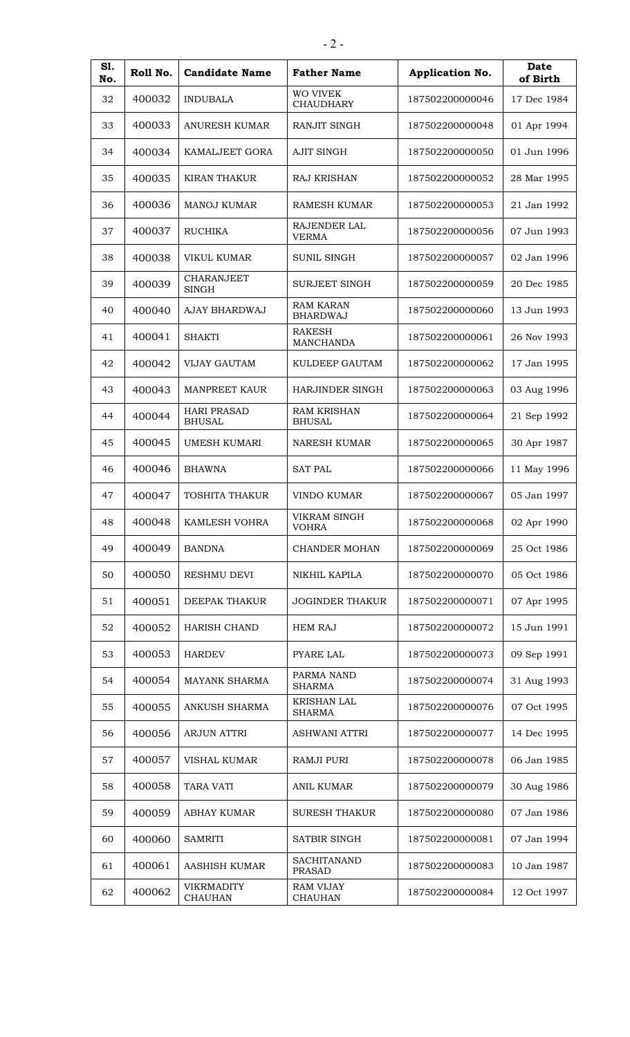| Sl. No. | Roll No. | Candidate Name | Father Name | Application No. | Date of Birth |
|---|---|---|---|---|---|
| 32 | 400032 | INDUBALA | WO VIVEK CHAUDHARY | 187502200000046 | 17 Dec 1984 |
| 33 | 400033 | ANURESH KUMAR | RANJIT SINGH | 187502200000048 | 01 Apr 1994 |
| 34 | 400034 | KAMALJEET GORA | AJIT SINGH | 187502200000050 | 01 Jun 1996 |
| 35 | 400035 | KIRAN THAKUR | RAJ KRISHAN | 187502200000052 | 28 Mar 1995 |
| 36 | 400036 | MANOJ KUMAR | RAMESH KUMAR | 187502200000053 | 21 Jan 1992 |
| 37 | 400037 | RUCHIKA | RAJENDER LAL VERMA | 187502200000056 | 07 Jun 1993 |
| 38 | 400038 | VIKUL KUMAR | SUNIL SINGH | 187502200000057 | 02 Jan 1996 |
| 39 | 400039 | CHARANJEET SINGH | SURJEET SINGH | 187502200000059 | 20 Dec 1985 |
| 40 | 400040 | AJAY BHARDWAJ | RAM KARAN BHARDWAJ | 187502200000060 | 13 Jun 1993 |
| 41 | 400041 | SHAKTI | RAKESH MANCHANDA | 187502200000061 | 26 Nov 1993 |
| 42 | 400042 | VIJAY GAUTAM | KULDEEP GAUTAM | 187502200000062 | 17 Jan 1995 |
| 43 | 400043 | MANPREET KAUR | HARJINDER SINGH | 187502200000063 | 03 Aug 1996 |
| 44 | 400044 | HARI PRASAD BHUSAL | RAM KRISHAN BHUSAL | 187502200000064 | 21 Sep 1992 |
| 45 | 400045 | UMESH KUMARI | NARESH KUMAR | 187502200000065 | 30 Apr 1987 |
| 46 | 400046 | BHAWNA | SAT PAL | 187502200000066 | 11 May 1996 |
| 47 | 400047 | TOSHITA THAKUR | VINDO KUMAR | 187502200000067 | 05 Jan 1997 |
| 48 | 400048 | KAMLESH VOHRA | VIKRAM SINGH VOHRA | 187502200000068 | 02 Apr 1990 |
| 49 | 400049 | BANDNA | CHANDER MOHAN | 187502200000069 | 25 Oct 1986 |
| 50 | 400050 | RESHMU DEVI | NIKHIL KAPILA | 187502200000070 | 05 Oct 1986 |
| 51 | 400051 | DEEPAK THAKUR | JOGINDER THAKUR | 187502200000071 | 07 Apr 1995 |
| 52 | 400052 | HARISH CHAND | HEM RAJ | 187502200000072 | 15 Jun 1991 |
| 53 | 400053 | HARDEV | PYARE LAL | 187502200000073 | 09 Sep 1991 |
| 54 | 400054 | MAYANK SHARMA | PARMA NAND SHARMA | 187502200000074 | 31 Aug 1993 |
| 55 | 400055 | ANKUSH SHARMA | KRISHAN LAL SHARMA | 187502200000076 | 07 Oct 1995 |
| 56 | 400056 | ARJUN ATTRI | ASHWANI ATTRI | 187502200000077 | 14 Dec 1995 |
| 57 | 400057 | VISHAL KUMAR | RAMJI PURI | 187502200000078 | 06 Jan 1985 |
| 58 | 400058 | TARA VATI | ANIL KUMAR | 187502200000079 | 30 Aug 1986 |
| 59 | 400059 | ABHAY KUMAR | SURESH THAKUR | 187502200000080 | 07 Jan 1986 |
| 60 | 400060 | SAMRITI | SATBIR SINGH | 187502200000081 | 07 Jan 1994 |
| 61 | 400061 | AASHISH KUMAR | SACHITANAND PRASAD | 187502200000083 | 10 Jan 1987 |
| 62 | 400062 | VIKRMADITY CHAUHAN | RAM VIJAY CHAUHAN | 187502200000084 | 12 Oct 1997 |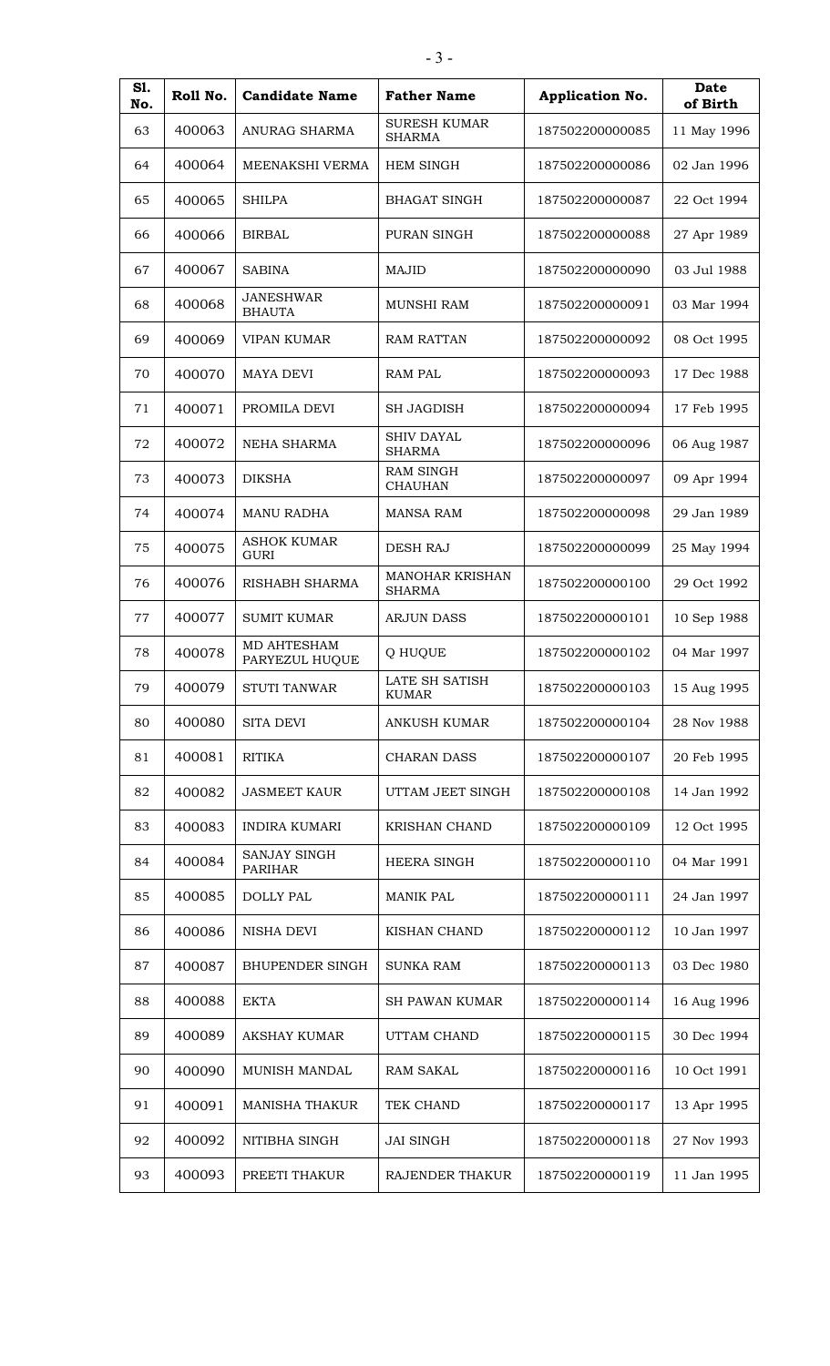| Sl. No. | Roll No. | Candidate Name | Father Name | Application No. | Date of Birth |
|---|---|---|---|---|---|
| 63 | 400063 | ANURAG SHARMA | SURESH KUMAR SHARMA | 187502200000085 | 11 May 1996 |
| 64 | 400064 | MEENAKSHI VERMA | HEM SINGH | 187502200000086 | 02 Jan 1996 |
| 65 | 400065 | SHILPA | BHAGAT SINGH | 187502200000087 | 22 Oct 1994 |
| 66 | 400066 | BIRBAL | PURAN SINGH | 187502200000088 | 27 Apr 1989 |
| 67 | 400067 | SABINA | MAJID | 187502200000090 | 03 Jul 1988 |
| 68 | 400068 | JANESHWAR BHAUTA | MUNSHI RAM | 187502200000091 | 03 Mar 1994 |
| 69 | 400069 | VIPAN KUMAR | RAM RATTAN | 187502200000092 | 08 Oct 1995 |
| 70 | 400070 | MAYA DEVI | RAM PAL | 187502200000093 | 17 Dec 1988 |
| 71 | 400071 | PROMILA DEVI | SH JAGDISH | 187502200000094 | 17 Feb 1995 |
| 72 | 400072 | NEHA SHARMA | SHIV DAYAL SHARMA | 187502200000096 | 06 Aug 1987 |
| 73 | 400073 | DIKSHA | RAM SINGH CHAUHAN | 187502200000097 | 09 Apr 1994 |
| 74 | 400074 | MANU RADHA | MANSA RAM | 187502200000098 | 29 Jan 1989 |
| 75 | 400075 | ASHOK KUMAR GURI | DESH RAJ | 187502200000099 | 25 May 1994 |
| 76 | 400076 | RISHABH SHARMA | MANOHAR KRISHAN SHARMA | 187502200000100 | 29 Oct 1992 |
| 77 | 400077 | SUMIT KUMAR | ARJUN DASS | 187502200000101 | 10 Sep 1988 |
| 78 | 400078 | MD AHTESHAM PARYEZUL HUQUE | Q HUQUE | 187502200000102 | 04 Mar 1997 |
| 79 | 400079 | STUTI TANWAR | LATE SH SATISH KUMAR | 187502200000103 | 15 Aug 1995 |
| 80 | 400080 | SITA DEVI | ANKUSH KUMAR | 187502200000104 | 28 Nov 1988 |
| 81 | 400081 | RITIKA | CHARAN DASS | 187502200000107 | 20 Feb 1995 |
| 82 | 400082 | JASMEET KAUR | UTTAM JEET SINGH | 187502200000108 | 14 Jan 1992 |
| 83 | 400083 | INDIRA KUMARI | KRISHAN CHAND | 187502200000109 | 12 Oct 1995 |
| 84 | 400084 | SANJAY SINGH PARIHAR | HEERA SINGH | 187502200000110 | 04 Mar 1991 |
| 85 | 400085 | DOLLY PAL | MANIK PAL | 187502200000111 | 24 Jan 1997 |
| 86 | 400086 | NISHA DEVI | KISHAN CHAND | 187502200000112 | 10 Jan 1997 |
| 87 | 400087 | BHUPENDER SINGH | SUNKA RAM | 187502200000113 | 03 Dec 1980 |
| 88 | 400088 | EKTA | SH PAWAN KUMAR | 187502200000114 | 16 Aug 1996 |
| 89 | 400089 | AKSHAY KUMAR | UTTAM CHAND | 187502200000115 | 30 Dec 1994 |
| 90 | 400090 | MUNISH MANDAL | RAM SAKAL | 187502200000116 | 10 Oct 1991 |
| 91 | 400091 | MANISHA THAKUR | TEK CHAND | 187502200000117 | 13 Apr 1995 |
| 92 | 400092 | NITIBHA SINGH | JAI SINGH | 187502200000118 | 27 Nov 1993 |
| 93 | 400093 | PREETI THAKUR | RAJENDER THAKUR | 187502200000119 | 11 Jan 1995 |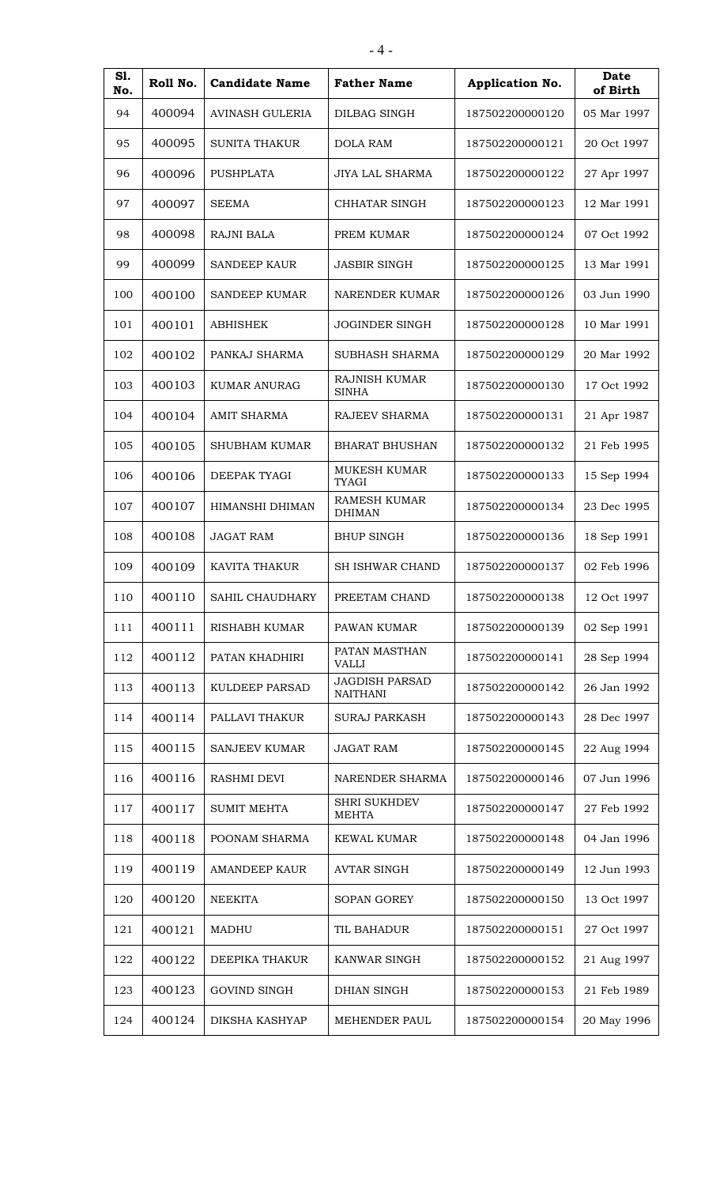| Sl. No. | Roll No. | Candidate Name | Father Name | Application No. | Date of Birth |
|---|---|---|---|---|---|
| 94 | 400094 | AVINASH GULERIA | DILBAG SINGH | 187502200000120 | 05 Mar 1997 |
| 95 | 400095 | SUNITA THAKUR | DOLA RAM | 187502200000121 | 20 Oct 1997 |
| 96 | 400096 | PUSHPLATA | JIYA LAL SHARMA | 187502200000122 | 27 Apr 1997 |
| 97 | 400097 | SEEMA | CHHATAR SINGH | 187502200000123 | 12 Mar 1991 |
| 98 | 400098 | RAJNI BALA | PREM KUMAR | 187502200000124 | 07 Oct 1992 |
| 99 | 400099 | SANDEEP KAUR | JASBIR SINGH | 187502200000125 | 13 Mar 1991 |
| 100 | 400100 | SANDEEP KUMAR | NARENDER KUMAR | 187502200000126 | 03 Jun 1990 |
| 101 | 400101 | ABHISHEK | JOGINDER SINGH | 187502200000128 | 10 Mar 1991 |
| 102 | 400102 | PANKAJ SHARMA | SUBHASH SHARMA | 187502200000129 | 20 Mar 1992 |
| 103 | 400103 | KUMAR ANURAG | RAJNISH KUMAR SINHA | 187502200000130 | 17 Oct 1992 |
| 104 | 400104 | AMIT SHARMA | RAJEEV SHARMA | 187502200000131 | 21 Apr 1987 |
| 105 | 400105 | SHUBHAM KUMAR | BHARAT BHUSHAN | 187502200000132 | 21 Feb 1995 |
| 106 | 400106 | DEEPAK TYAGI | MUKESH KUMAR TYAGI | 187502200000133 | 15 Sep 1994 |
| 107 | 400107 | HIMANSHI DHIMAN | RAMESH KUMAR DHIMAN | 187502200000134 | 23 Dec 1995 |
| 108 | 400108 | JAGAT RAM | BHUP SINGH | 187502200000136 | 18 Sep 1991 |
| 109 | 400109 | KAVITA THAKUR | SH ISHWAR CHAND | 187502200000137 | 02 Feb 1996 |
| 110 | 400110 | SAHIL CHAUDHARY | PREETAM CHAND | 187502200000138 | 12 Oct 1997 |
| 111 | 400111 | RISHABH KUMAR | PAWAN KUMAR | 187502200000139 | 02 Sep 1991 |
| 112 | 400112 | PATAN KHADHIRI | PATAN MASTHAN VALLI | 187502200000141 | 28 Sep 1994 |
| 113 | 400113 | KULDEEP PARSAD | JAGDISH PARSAD NAITHANI | 187502200000142 | 26 Jan 1992 |
| 114 | 400114 | PALLAVI THAKUR | SURAJ PARKASH | 187502200000143 | 28 Dec 1997 |
| 115 | 400115 | SANJEEV KUMAR | JAGAT RAM | 187502200000145 | 22 Aug 1994 |
| 116 | 400116 | RASHMI DEVI | NARENDER SHARMA | 187502200000146 | 07 Jun 1996 |
| 117 | 400117 | SUMIT MEHTA | SHRI SUKHDEV MEHTA | 187502200000147 | 27 Feb 1992 |
| 118 | 400118 | POONAM SHARMA | KEWAL KUMAR | 187502200000148 | 04 Jan 1996 |
| 119 | 400119 | AMANDEEP KAUR | AVTAR SINGH | 187502200000149 | 12 Jun 1993 |
| 120 | 400120 | NEEKITA | SOPAN GOREY | 187502200000150 | 13 Oct 1997 |
| 121 | 400121 | MADHU | TIL BAHADUR | 187502200000151 | 27 Oct 1997 |
| 122 | 400122 | DEEPIKA THAKUR | KANWAR SINGH | 187502200000152 | 21 Aug 1997 |
| 123 | 400123 | GOVIND SINGH | DHIAN SINGH | 187502200000153 | 21 Feb 1989 |
| 124 | 400124 | DIKSHA KASHYAP | MEHENDER PAUL | 187502200000154 | 20 May 1996 |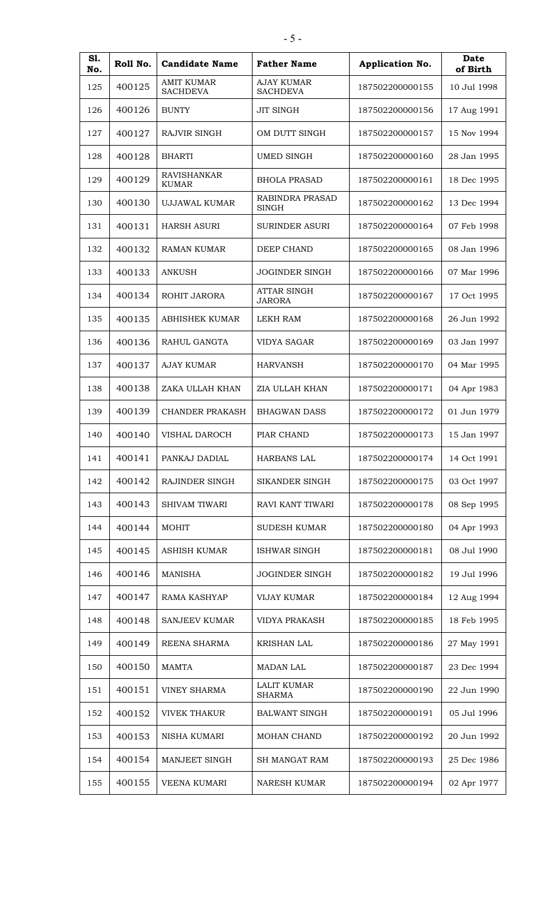| Sl. No. | Roll No. | Candidate Name | Father Name | Application No. | Date of Birth |
|---|---|---|---|---|---|
| 125 | 400125 | AMIT KUMAR SACHDEVA | AJAY KUMAR SACHDEVA | 187502200000155 | 10 Jul 1998 |
| 126 | 400126 | BUNTY | JIT SINGH | 187502200000156 | 17 Aug 1991 |
| 127 | 400127 | RAJVIR SINGH | OM DUTT SINGH | 187502200000157 | 15 Nov 1994 |
| 128 | 400128 | BHARTI | UMED SINGH | 187502200000160 | 28 Jan 1995 |
| 129 | 400129 | RAVISHANKAR KUMAR | BHOLA PRASAD | 187502200000161 | 18 Dec 1995 |
| 130 | 400130 | UJJAWAL KUMAR | RABINDRA PRASAD SINGH | 187502200000162 | 13 Dec 1994 |
| 131 | 400131 | HARSH ASURI | SURINDER ASURI | 187502200000164 | 07 Feb 1998 |
| 132 | 400132 | RAMAN KUMAR | DEEP CHAND | 187502200000165 | 08 Jan 1996 |
| 133 | 400133 | ANKUSH | JOGINDER SINGH | 187502200000166 | 07 Mar 1996 |
| 134 | 400134 | ROHIT JARORA | ATTAR SINGH JARORA | 187502200000167 | 17 Oct 1995 |
| 135 | 400135 | ABHISHEK KUMAR | LEKH RAM | 187502200000168 | 26 Jun 1992 |
| 136 | 400136 | RAHUL GANGTA | VIDYA SAGAR | 187502200000169 | 03 Jan 1997 |
| 137 | 400137 | AJAY KUMAR | HARVANSH | 187502200000170 | 04 Mar 1995 |
| 138 | 400138 | ZAKA ULLAH KHAN | ZIA ULLAH KHAN | 187502200000171 | 04 Apr 1983 |
| 139 | 400139 | CHANDER PRAKASH | BHAGWAN DASS | 187502200000172 | 01 Jun 1979 |
| 140 | 400140 | VISHAL DAROCH | PIAR CHAND | 187502200000173 | 15 Jan 1997 |
| 141 | 400141 | PANKAJ DADIAL | HARBANS LAL | 187502200000174 | 14 Oct 1991 |
| 142 | 400142 | RAJINDER SINGH | SIKANDER SINGH | 187502200000175 | 03 Oct 1997 |
| 143 | 400143 | SHIVAM TIWARI | RAVI KANT TIWARI | 187502200000178 | 08 Sep 1995 |
| 144 | 400144 | MOHIT | SUDESH KUMAR | 187502200000180 | 04 Apr 1993 |
| 145 | 400145 | ASHISH KUMAR | ISHWAR SINGH | 187502200000181 | 08 Jul 1990 |
| 146 | 400146 | MANISHA | JOGINDER SINGH | 187502200000182 | 19 Jul 1996 |
| 147 | 400147 | RAMA KASHYAP | VIJAY KUMAR | 187502200000184 | 12 Aug 1994 |
| 148 | 400148 | SANJEEV KUMAR | VIDYA PRAKASH | 187502200000185 | 18 Feb 1995 |
| 149 | 400149 | REENA SHARMA | KRISHAN LAL | 187502200000186 | 27 May 1991 |
| 150 | 400150 | MAMTA | MADAN LAL | 187502200000187 | 23 Dec 1994 |
| 151 | 400151 | VINEY SHARMA | LALIT KUMAR SHARMA | 187502200000190 | 22 Jun 1990 |
| 152 | 400152 | VIVEK THAKUR | BALWANT SINGH | 187502200000191 | 05 Jul 1996 |
| 153 | 400153 | NISHA KUMARI | MOHAN CHAND | 187502200000192 | 20 Jun 1992 |
| 154 | 400154 | MANJEET SINGH | SH MANGAT RAM | 187502200000193 | 25 Dec 1986 |
| 155 | 400155 | VEENA KUMARI | NARESH KUMAR | 187502200000194 | 02 Apr 1977 |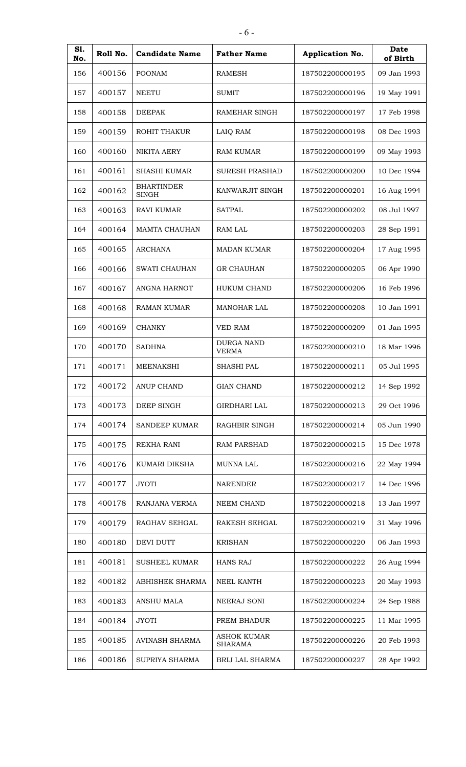| Sl. No. | Roll No. | Candidate Name | Father Name | Application No. | Date of Birth |
|---|---|---|---|---|---|
| 156 | 400156 | POONAM | RAMESH | 187502200000195 | 09 Jan 1993 |
| 157 | 400157 | NEETU | SUMIT | 187502200000196 | 19 May 1991 |
| 158 | 400158 | DEEPAK | RAMEHAR SINGH | 187502200000197 | 17 Feb 1998 |
| 159 | 400159 | ROHIT THAKUR | LAIQ RAM | 187502200000198 | 08 Dec 1993 |
| 160 | 400160 | NIKITA AERY | RAM KUMAR | 187502200000199 | 09 May 1993 |
| 161 | 400161 | SHASHI KUMAR | SURESH PRASHAD | 187502200000200 | 10 Dec 1994 |
| 162 | 400162 | BHARTINDER SINGH | KANWARJIT SINGH | 187502200000201 | 16 Aug 1994 |
| 163 | 400163 | RAVI KUMAR | SATPAL | 187502200000202 | 08 Jul 1997 |
| 164 | 400164 | MAMTA CHAUHAN | RAM LAL | 187502200000203 | 28 Sep 1991 |
| 165 | 400165 | ARCHANA | MADAN KUMAR | 187502200000204 | 17 Aug 1995 |
| 166 | 400166 | SWATI CHAUHAN | GR CHAUHAN | 187502200000205 | 06 Apr 1990 |
| 167 | 400167 | ANGNA HARNOT | HUKUM CHAND | 187502200000206 | 16 Feb 1996 |
| 168 | 400168 | RAMAN KUMAR | MANOHAR LAL | 187502200000208 | 10 Jan 1991 |
| 169 | 400169 | CHANKY | VED RAM | 187502200000209 | 01 Jan 1995 |
| 170 | 400170 | SADHNA | DURGA NAND VERMA | 187502200000210 | 18 Mar 1996 |
| 171 | 400171 | MEENAKSHI | SHASHI PAL | 187502200000211 | 05 Jul 1995 |
| 172 | 400172 | ANUP CHAND | GIAN CHAND | 187502200000212 | 14 Sep 1992 |
| 173 | 400173 | DEEP SINGH | GIRDHARI LAL | 187502200000213 | 29 Oct 1996 |
| 174 | 400174 | SANDEEP KUMAR | RAGHBIR SINGH | 187502200000214 | 05 Jun 1990 |
| 175 | 400175 | REKHA RANI | RAM PARSHAD | 187502200000215 | 15 Dec 1978 |
| 176 | 400176 | KUMARI DIKSHA | MUNNA LAL | 187502200000216 | 22 May 1994 |
| 177 | 400177 | JYOTI | NARENDER | 187502200000217 | 14 Dec 1996 |
| 178 | 400178 | RANJANA VERMA | NEEM CHAND | 187502200000218 | 13 Jan 1997 |
| 179 | 400179 | RAGHAV SEHGAL | RAKESH SEHGAL | 187502200000219 | 31 May 1996 |
| 180 | 400180 | DEVI DUTT | KRISHAN | 187502200000220 | 06 Jan 1993 |
| 181 | 400181 | SUSHEEL KUMAR | HANS RAJ | 187502200000222 | 26 Aug 1994 |
| 182 | 400182 | ABHISHEK SHARMA | NEEL KANTH | 187502200000223 | 20 May 1993 |
| 183 | 400183 | ANSHU MALA | NEERAJ SONI | 187502200000224 | 24 Sep 1988 |
| 184 | 400184 | JYOTI | PREM BHADUR | 187502200000225 | 11 Mar 1995 |
| 185 | 400185 | AVINASH SHARMA | ASHOK KUMAR SHARAMA | 187502200000226 | 20 Feb 1993 |
| 186 | 400186 | SUPRIYA SHARMA | BRIJ LAL SHARMA | 187502200000227 | 28 Apr 1992 |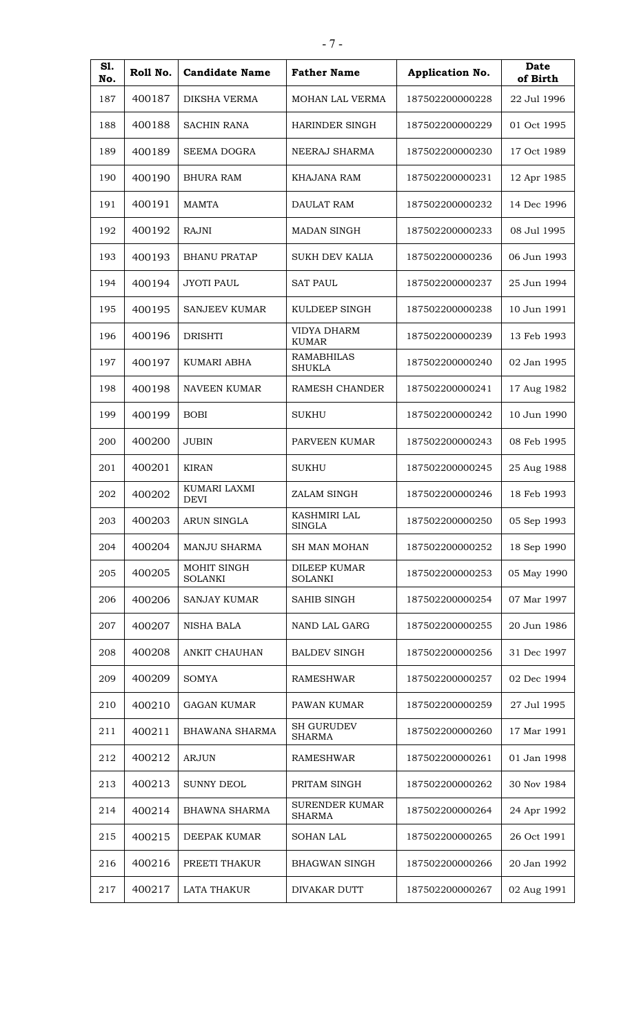| Sl. No. | Roll No. | Candidate Name | Father Name | Application No. | Date of Birth |
|---|---|---|---|---|---|
| 187 | 400187 | DIKSHA VERMA | MOHAN LAL VERMA | 187502200000228 | 22 Jul 1996 |
| 188 | 400188 | SACHIN RANA | HARINDER SINGH | 187502200000229 | 01 Oct 1995 |
| 189 | 400189 | SEEMA DOGRA | NEERAJ SHARMA | 187502200000230 | 17 Oct 1989 |
| 190 | 400190 | BHURA RAM | KHAJANA RAM | 187502200000231 | 12 Apr 1985 |
| 191 | 400191 | MAMTA | DAULAT RAM | 187502200000232 | 14 Dec 1996 |
| 192 | 400192 | RAJNI | MADAN SINGH | 187502200000233 | 08 Jul 1995 |
| 193 | 400193 | BHANU PRATAP | SUKH DEV KALIA | 187502200000236 | 06 Jun 1993 |
| 194 | 400194 | JYOTI PAUL | SAT PAUL | 187502200000237 | 25 Jun 1994 |
| 195 | 400195 | SANJEEV KUMAR | KULDEEP SINGH | 187502200000238 | 10 Jun 1991 |
| 196 | 400196 | DRISHTI | VIDYA DHARM KUMAR | 187502200000239 | 13 Feb 1993 |
| 197 | 400197 | KUMARI ABHA | RAMABHILAS SHUKLA | 187502200000240 | 02 Jan 1995 |
| 198 | 400198 | NAVEEN KUMAR | RAMESH CHANDER | 187502200000241 | 17 Aug 1982 |
| 199 | 400199 | BOBI | SUKHU | 187502200000242 | 10 Jun 1990 |
| 200 | 400200 | JUBIN | PARVEEN KUMAR | 187502200000243 | 08 Feb 1995 |
| 201 | 400201 | KIRAN | SUKHU | 187502200000245 | 25 Aug 1988 |
| 202 | 400202 | KUMARI LAXMI DEVI | ZALAM SINGH | 187502200000246 | 18 Feb 1993 |
| 203 | 400203 | ARUN SINGLA | KASHMIRI LAL SINGLA | 187502200000250 | 05 Sep 1993 |
| 204 | 400204 | MANJU SHARMA | SH MAN MOHAN | 187502200000252 | 18 Sep 1990 |
| 205 | 400205 | MOHIT SINGH SOLANKI | DILEEP KUMAR SOLANKI | 187502200000253 | 05 May 1990 |
| 206 | 400206 | SANJAY KUMAR | SAHIB SINGH | 187502200000254 | 07 Mar 1997 |
| 207 | 400207 | NISHA BALA | NAND LAL GARG | 187502200000255 | 20 Jun 1986 |
| 208 | 400208 | ANKIT CHAUHAN | BALDEV SINGH | 187502200000256 | 31 Dec 1997 |
| 209 | 400209 | SOMYA | RAMESHWAR | 187502200000257 | 02 Dec 1994 |
| 210 | 400210 | GAGAN KUMAR | PAWAN KUMAR | 187502200000259 | 27 Jul 1995 |
| 211 | 400211 | BHAWANA SHARMA | SH GURUDEV SHARMA | 187502200000260 | 17 Mar 1991 |
| 212 | 400212 | ARJUN | RAMESHWAR | 187502200000261 | 01 Jan 1998 |
| 213 | 400213 | SUNNY DEOL | PRITAM SINGH | 187502200000262 | 30 Nov 1984 |
| 214 | 400214 | BHAWNA SHARMA | SURENDER KUMAR SHARMA | 187502200000264 | 24 Apr 1992 |
| 215 | 400215 | DEEPAK KUMAR | SOHAN LAL | 187502200000265 | 26 Oct 1991 |
| 216 | 400216 | PREETI THAKUR | BHAGWAN SINGH | 187502200000266 | 20 Jan 1992 |
| 217 | 400217 | LATA THAKUR | DIVAKAR DUTT | 187502200000267 | 02 Aug 1991 |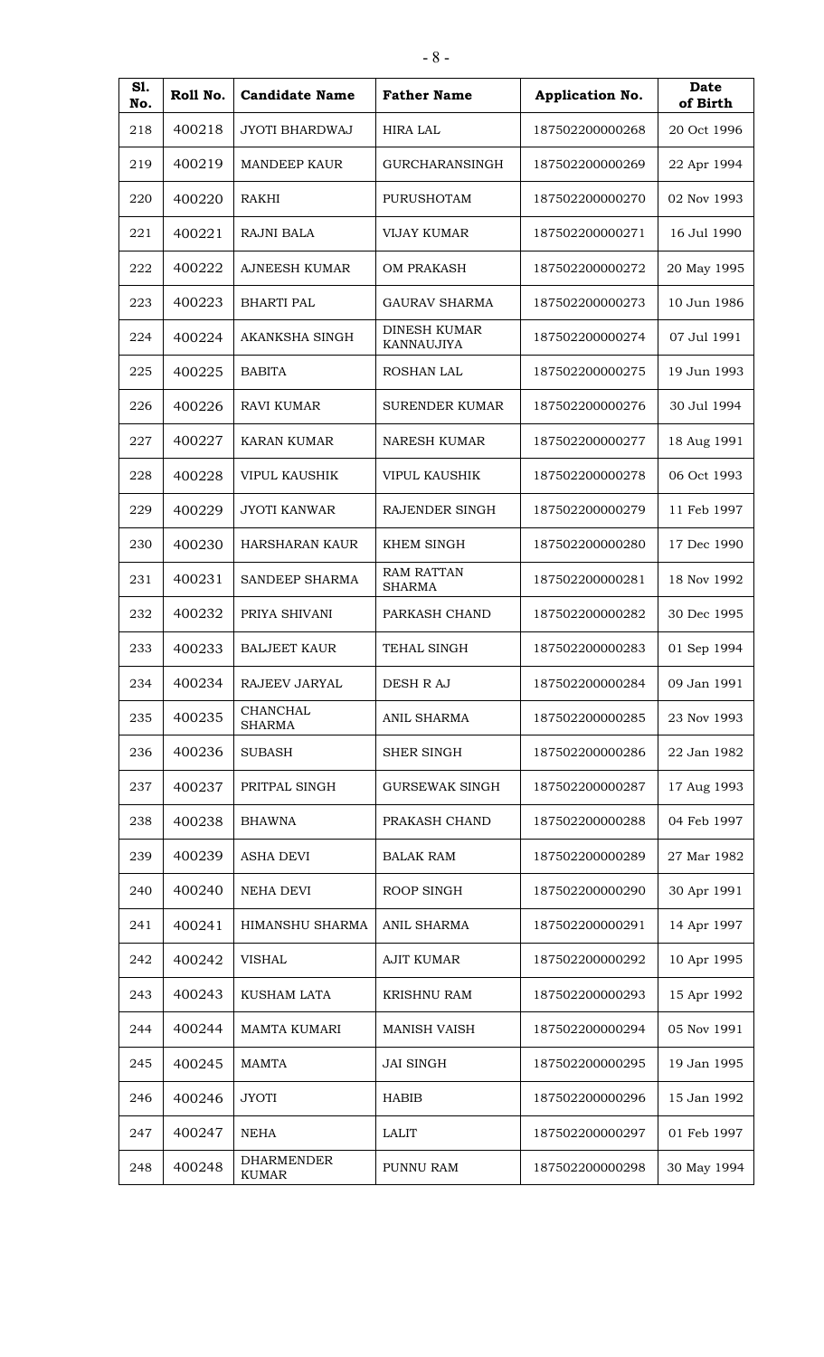| Sl. No. | Roll No. | Candidate Name | Father Name | Application No. | Date of Birth |
|---|---|---|---|---|---|
| 218 | 400218 | JYOTI BHARDWAJ | HIRA LAL | 187502200000268 | 20 Oct 1996 |
| 219 | 400219 | MANDEEP KAUR | GURCHARANSINGH | 187502200000269 | 22 Apr 1994 |
| 220 | 400220 | RAKHI | PURUSHOTAM | 187502200000270 | 02 Nov 1993 |
| 221 | 400221 | RAJNI BALA | VIJAY KUMAR | 187502200000271 | 16 Jul 1990 |
| 222 | 400222 | AJNEESH KUMAR | OM PRAKASH | 187502200000272 | 20 May 1995 |
| 223 | 400223 | BHARTI PAL | GAURAV SHARMA | 187502200000273 | 10 Jun 1986 |
| 224 | 400224 | AKANKSHA SINGH | DINESH KUMAR KANNAUJIYA | 187502200000274 | 07 Jul 1991 |
| 225 | 400225 | BABITA | ROSHAN LAL | 187502200000275 | 19 Jun 1993 |
| 226 | 400226 | RAVI KUMAR | SURENDER KUMAR | 187502200000276 | 30 Jul 1994 |
| 227 | 400227 | KARAN KUMAR | NARESH KUMAR | 187502200000277 | 18 Aug 1991 |
| 228 | 400228 | VIPUL KAUSHIK | VIPUL KAUSHIK | 187502200000278 | 06 Oct 1993 |
| 229 | 400229 | JYOTI KANWAR | RAJENDER SINGH | 187502200000279 | 11 Feb 1997 |
| 230 | 400230 | HARSHARAN KAUR | KHEM SINGH | 187502200000280 | 17 Dec 1990 |
| 231 | 400231 | SANDEEP SHARMA | RAM RATTAN SHARMA | 187502200000281 | 18 Nov 1992 |
| 232 | 400232 | PRIYA SHIVANI | PARKASH CHAND | 187502200000282 | 30 Dec 1995 |
| 233 | 400233 | BALJEET KAUR | TEHAL SINGH | 187502200000283 | 01 Sep 1994 |
| 234 | 400234 | RAJEEV JARYAL | DESH R AJ | 187502200000284 | 09 Jan 1991 |
| 235 | 400235 | CHANCHAL SHARMA | ANIL SHARMA | 187502200000285 | 23 Nov 1993 |
| 236 | 400236 | SUBASH | SHER SINGH | 187502200000286 | 22 Jan 1982 |
| 237 | 400237 | PRITPAL SINGH | GURSEWAK SINGH | 187502200000287 | 17 Aug 1993 |
| 238 | 400238 | BHAWNA | PRAKASH CHAND | 187502200000288 | 04 Feb 1997 |
| 239 | 400239 | ASHA DEVI | BALAK RAM | 187502200000289 | 27 Mar 1982 |
| 240 | 400240 | NEHA DEVI | ROOP SINGH | 187502200000290 | 30 Apr 1991 |
| 241 | 400241 | HIMANSHU SHARMA | ANIL SHARMA | 187502200000291 | 14 Apr 1997 |
| 242 | 400242 | VISHAL | AJIT KUMAR | 187502200000292 | 10 Apr 1995 |
| 243 | 400243 | KUSHAM LATA | KRISHNU RAM | 187502200000293 | 15 Apr 1992 |
| 244 | 400244 | MAMTA KUMARI | MANISH VAISH | 187502200000294 | 05 Nov 1991 |
| 245 | 400245 | MAMTA | JAI SINGH | 187502200000295 | 19 Jan 1995 |
| 246 | 400246 | JYOTI | HABIB | 187502200000296 | 15 Jan 1992 |
| 247 | 400247 | NEHA | LALIT | 187502200000297 | 01 Feb 1997 |
| 248 | 400248 | DHARMENDER KUMAR | PUNNU RAM | 187502200000298 | 30 May 1994 |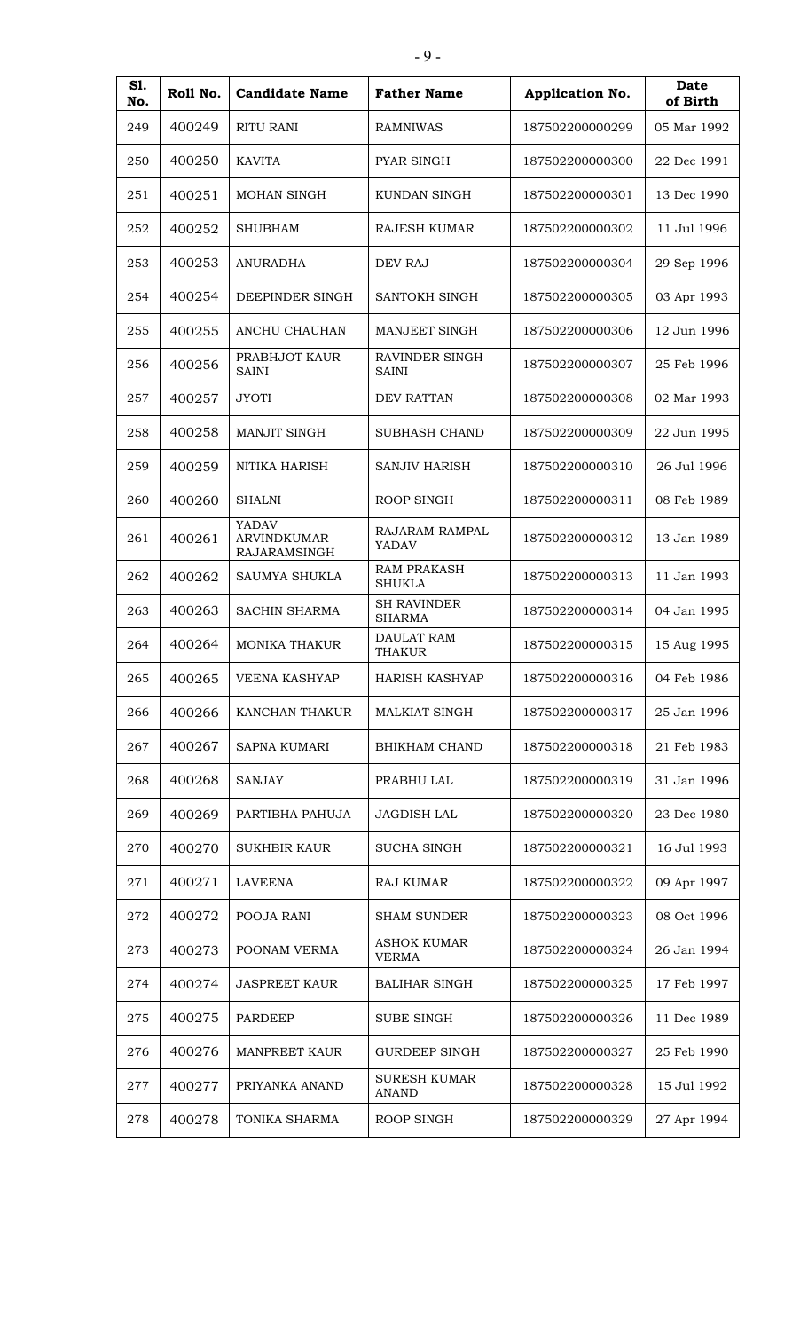| Sl. No. | Roll No. | Candidate Name | Father Name | Application No. | Date of Birth |
|---|---|---|---|---|---|
| 249 | 400249 | RITU RANI | RAMNIWAS | 187502200000299 | 05 Mar 1992 |
| 250 | 400250 | KAVITA | PYAR SINGH | 187502200000300 | 22 Dec 1991 |
| 251 | 400251 | MOHAN SINGH | KUNDAN SINGH | 187502200000301 | 13 Dec 1990 |
| 252 | 400252 | SHUBHAM | RAJESH KUMAR | 187502200000302 | 11 Jul 1996 |
| 253 | 400253 | ANURADHA | DEV RAJ | 187502200000304 | 29 Sep 1996 |
| 254 | 400254 | DEEPINDER SINGH | SANTOKH SINGH | 187502200000305 | 03 Apr 1993 |
| 255 | 400255 | ANCHU CHAUHAN | MANJEET SINGH | 187502200000306 | 12 Jun 1996 |
| 256 | 400256 | PRABHJOT KAUR SAINI | RAVINDER SINGH SAINI | 187502200000307 | 25 Feb 1996 |
| 257 | 400257 | JYOTI | DEV RATTAN | 187502200000308 | 02 Mar 1993 |
| 258 | 400258 | MANJIT SINGH | SUBHASH CHAND | 187502200000309 | 22 Jun 1995 |
| 259 | 400259 | NITIKA HARISH | SANJIV HARISH | 187502200000310 | 26 Jul 1996 |
| 260 | 400260 | SHALNI | ROOP SINGH | 187502200000311 | 08 Feb 1989 |
| 261 | 400261 | YADAV ARVINDKUMAR RAJARAMSINGH | RAJARAM RAMPAL YADAV | 187502200000312 | 13 Jan 1989 |
| 262 | 400262 | SAUMYA SHUKLA | RAM PRAKASH SHUKLA | 187502200000313 | 11 Jan 1993 |
| 263 | 400263 | SACHIN SHARMA | SH RAVINDER SHARMA | 187502200000314 | 04 Jan 1995 |
| 264 | 400264 | MONIKA THAKUR | DAULAT RAM THAKUR | 187502200000315 | 15 Aug 1995 |
| 265 | 400265 | VEENA KASHYAP | HARISH KASHYAP | 187502200000316 | 04 Feb 1986 |
| 266 | 400266 | KANCHAN THAKUR | MALKIAT SINGH | 187502200000317 | 25 Jan 1996 |
| 267 | 400267 | SAPNA KUMARI | BHIKHAM CHAND | 187502200000318 | 21 Feb 1983 |
| 268 | 400268 | SANJAY | PRABHU LAL | 187502200000319 | 31 Jan 1996 |
| 269 | 400269 | PARTIBHA PAHUJA | JAGDISH LAL | 187502200000320 | 23 Dec 1980 |
| 270 | 400270 | SUKHBIR KAUR | SUCHA SINGH | 187502200000321 | 16 Jul 1993 |
| 271 | 400271 | LAVEENA | RAJ KUMAR | 187502200000322 | 09 Apr 1997 |
| 272 | 400272 | POOJA RANI | SHAM SUNDER | 187502200000323 | 08 Oct 1996 |
| 273 | 400273 | POONAM VERMA | ASHOK KUMAR VERMA | 187502200000324 | 26 Jan 1994 |
| 274 | 400274 | JASPREET KAUR | BALIHAR SINGH | 187502200000325 | 17 Feb 1997 |
| 275 | 400275 | PARDEEP | SUBE SINGH | 187502200000326 | 11 Dec 1989 |
| 276 | 400276 | MANPREET KAUR | GURDEEP SINGH | 187502200000327 | 25 Feb 1990 |
| 277 | 400277 | PRIYANKA ANAND | SURESH KUMAR ANAND | 187502200000328 | 15 Jul 1992 |
| 278 | 400278 | TONIKA SHARMA | ROOP SINGH | 187502200000329 | 27 Apr 1994 |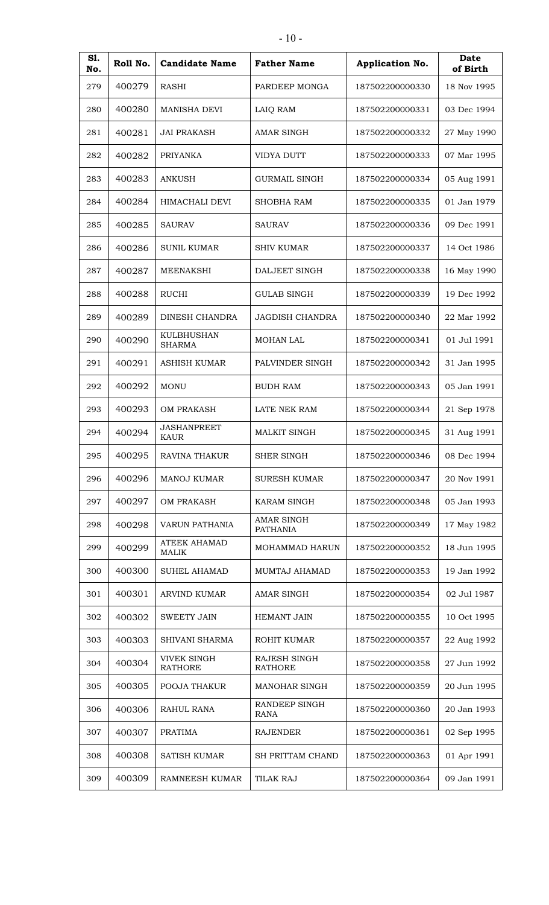| Sl. No. | Roll No. | Candidate Name | Father Name | Application No. | Date of Birth |
|---|---|---|---|---|---|
| 279 | 400279 | RASHI | PARDEEP MONGA | 187502200000330 | 18 Nov 1995 |
| 280 | 400280 | MANISHA DEVI | LAIQ RAM | 187502200000331 | 03 Dec 1994 |
| 281 | 400281 | JAI PRAKASH | AMAR SINGH | 187502200000332 | 27 May 1990 |
| 282 | 400282 | PRIYANKA | VIDYA DUTT | 187502200000333 | 07 Mar 1995 |
| 283 | 400283 | ANKUSH | GURMAIL SINGH | 187502200000334 | 05 Aug 1991 |
| 284 | 400284 | HIMACHALI DEVI | SHOBHA RAM | 187502200000335 | 01 Jan 1979 |
| 285 | 400285 | SAURAV | SAURAV | 187502200000336 | 09 Dec 1991 |
| 286 | 400286 | SUNIL KUMAR | SHIV KUMAR | 187502200000337 | 14 Oct 1986 |
| 287 | 400287 | MEENAKSHI | DALJEET SINGH | 187502200000338 | 16 May 1990 |
| 288 | 400288 | RUCHI | GULAB SINGH | 187502200000339 | 19 Dec 1992 |
| 289 | 400289 | DINESH CHANDRA | JAGDISH CHANDRA | 187502200000340 | 22 Mar 1992 |
| 290 | 400290 | KULBHUSHAN SHARMA | MOHAN LAL | 187502200000341 | 01 Jul 1991 |
| 291 | 400291 | ASHISH KUMAR | PALVINDER SINGH | 187502200000342 | 31 Jan 1995 |
| 292 | 400292 | MONU | BUDH RAM | 187502200000343 | 05 Jan 1991 |
| 293 | 400293 | OM PRAKASH | LATE NEK RAM | 187502200000344 | 21 Sep 1978 |
| 294 | 400294 | JASHANPREET KAUR | MALKIT SINGH | 187502200000345 | 31 Aug 1991 |
| 295 | 400295 | RAVINA THAKUR | SHER SINGH | 187502200000346 | 08 Dec 1994 |
| 296 | 400296 | MANOJ KUMAR | SURESH KUMAR | 187502200000347 | 20 Nov 1991 |
| 297 | 400297 | OM PRAKASH | KARAM SINGH | 187502200000348 | 05 Jan 1993 |
| 298 | 400298 | VARUN PATHANIA | AMAR SINGH PATHANIA | 187502200000349 | 17 May 1982 |
| 299 | 400299 | ATEEK AHAMAD MALIK | MOHAMMAD HARUN | 187502200000352 | 18 Jun 1995 |
| 300 | 400300 | SUHEL AHAMAD | MUMTAJ AHAMAD | 187502200000353 | 19 Jan 1992 |
| 301 | 400301 | ARVIND KUMAR | AMAR SINGH | 187502200000354 | 02 Jul 1987 |
| 302 | 400302 | SWEETY JAIN | HEMANT JAIN | 187502200000355 | 10 Oct 1995 |
| 303 | 400303 | SHIVANI SHARMA | ROHIT KUMAR | 187502200000357 | 22 Aug 1992 |
| 304 | 400304 | VIVEK SINGH RATHORE | RAJESH SINGH RATHORE | 187502200000358 | 27 Jun 1992 |
| 305 | 400305 | POOJA THAKUR | MANOHAR SINGH | 187502200000359 | 20 Jun 1995 |
| 306 | 400306 | RAHUL RANA | RANDEEP SINGH RANA | 187502200000360 | 20 Jan 1993 |
| 307 | 400307 | PRATIMA | RAJENDER | 187502200000361 | 02 Sep 1995 |
| 308 | 400308 | SATISH KUMAR | SH PRITTAM CHAND | 187502200000363 | 01 Apr 1991 |
| 309 | 400309 | RAMNEESH KUMAR | TILAK RAJ | 187502200000364 | 09 Jan 1991 |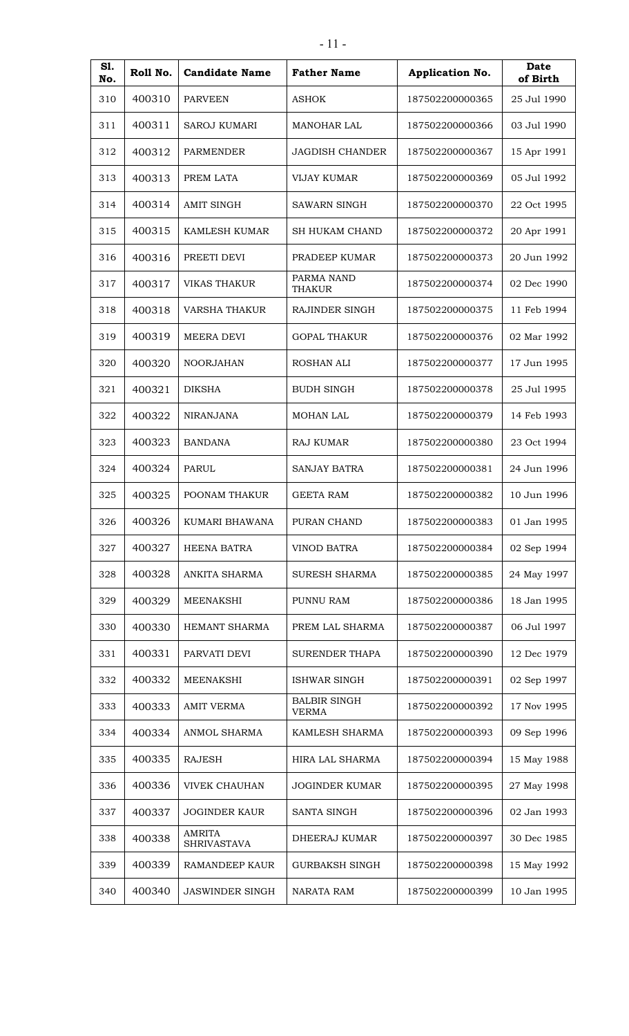| Sl. No. | Roll No. | Candidate Name | Father Name | Application No. | Date of Birth |
|---|---|---|---|---|---|
| 310 | 400310 | PARVEEN | ASHOK | 187502200000365 | 25 Jul 1990 |
| 311 | 400311 | SAROJ KUMARI | MANOHAR LAL | 187502200000366 | 03 Jul 1990 |
| 312 | 400312 | PARMENDER | JAGDISH CHANDER | 187502200000367 | 15 Apr 1991 |
| 313 | 400313 | PREM LATA | VIJAY KUMAR | 187502200000369 | 05 Jul 1992 |
| 314 | 400314 | AMIT SINGH | SAWARN SINGH | 187502200000370 | 22 Oct 1995 |
| 315 | 400315 | KAMLESH KUMAR | SH HUKAM CHAND | 187502200000372 | 20 Apr 1991 |
| 316 | 400316 | PREETI DEVI | PRADEEP KUMAR | 187502200000373 | 20 Jun 1992 |
| 317 | 400317 | VIKAS THAKUR | PARMA NAND THAKUR | 187502200000374 | 02 Dec 1990 |
| 318 | 400318 | VARSHA THAKUR | RAJINDER SINGH | 187502200000375 | 11 Feb 1994 |
| 319 | 400319 | MEERA DEVI | GOPAL THAKUR | 187502200000376 | 02 Mar 1992 |
| 320 | 400320 | NOORJAHAN | ROSHAN ALI | 187502200000377 | 17 Jun 1995 |
| 321 | 400321 | DIKSHA | BUDH SINGH | 187502200000378 | 25 Jul 1995 |
| 322 | 400322 | NIRANJANA | MOHAN LAL | 187502200000379 | 14 Feb 1993 |
| 323 | 400323 | BANDANA | RAJ KUMAR | 187502200000380 | 23 Oct 1994 |
| 324 | 400324 | PARUL | SANJAY BATRA | 187502200000381 | 24 Jun 1996 |
| 325 | 400325 | POONAM THAKUR | GEETA RAM | 187502200000382 | 10 Jun 1996 |
| 326 | 400326 | KUMARI BHAWANA | PURAN CHAND | 187502200000383 | 01 Jan 1995 |
| 327 | 400327 | HEENA BATRA | VINOD BATRA | 187502200000384 | 02 Sep 1994 |
| 328 | 400328 | ANKITA SHARMA | SURESH SHARMA | 187502200000385 | 24 May 1997 |
| 329 | 400329 | MEENAKSHI | PUNNU RAM | 187502200000386 | 18 Jan 1995 |
| 330 | 400330 | HEMANT SHARMA | PREM LAL SHARMA | 187502200000387 | 06 Jul 1997 |
| 331 | 400331 | PARVATI DEVI | SURENDER THAPA | 187502200000390 | 12 Dec 1979 |
| 332 | 400332 | MEENAKSHI | ISHWAR SINGH | 187502200000391 | 02 Sep 1997 |
| 333 | 400333 | AMIT VERMA | BALBIR SINGH VERMA | 187502200000392 | 17 Nov 1995 |
| 334 | 400334 | ANMOL SHARMA | KAMLESH SHARMA | 187502200000393 | 09 Sep 1996 |
| 335 | 400335 | RAJESH | HIRA LAL SHARMA | 187502200000394 | 15 May 1988 |
| 336 | 400336 | VIVEK CHAUHAN | JOGINDER KUMAR | 187502200000395 | 27 May 1998 |
| 337 | 400337 | JOGINDER KAUR | SANTA SINGH | 187502200000396 | 02 Jan 1993 |
| 338 | 400338 | AMRITA SHRIVASTAVA | DHEERAJ KUMAR | 187502200000397 | 30 Dec 1985 |
| 339 | 400339 | RAMANDEEP KAUR | GURBAKSH SINGH | 187502200000398 | 15 May 1992 |
| 340 | 400340 | JASWINDER SINGH | NARATA RAM | 187502200000399 | 10 Jan 1995 |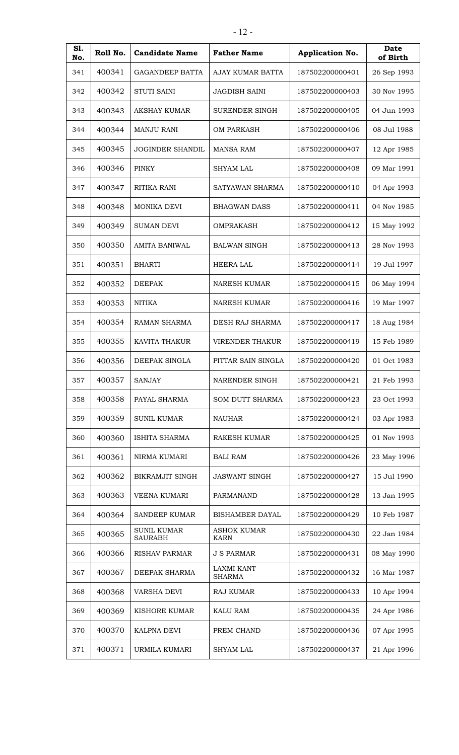| Sl. No. | Roll No. | Candidate Name | Father Name | Application No. | Date of Birth |
|---|---|---|---|---|---|
| 341 | 400341 | GAGANDEEP BATTA | AJAY KUMAR BATTA | 187502200000401 | 26 Sep 1993 |
| 342 | 400342 | STUTI SAINI | JAGDISH SAINI | 187502200000403 | 30 Nov 1995 |
| 343 | 400343 | AKSHAY KUMAR | SURENDER SINGH | 187502200000405 | 04 Jun 1993 |
| 344 | 400344 | MANJU RANI | OM PARKASH | 187502200000406 | 08 Jul 1988 |
| 345 | 400345 | JOGINDER SHANDIL | MANSA RAM | 187502200000407 | 12 Apr 1985 |
| 346 | 400346 | PINKY | SHYAM LAL | 187502200000408 | 09 Mar 1991 |
| 347 | 400347 | RITIKA RANI | SATYAWAN SHARMA | 187502200000410 | 04 Apr 1993 |
| 348 | 400348 | MONIKA DEVI | BHAGWAN DASS | 187502200000411 | 04 Nov 1985 |
| 349 | 400349 | SUMAN DEVI | OMPRAKASH | 187502200000412 | 15 May 1992 |
| 350 | 400350 | AMITA BANIWAL | BALWAN SINGH | 187502200000413 | 28 Nov 1993 |
| 351 | 400351 | BHARTI | HEERA LAL | 187502200000414 | 19 Jul 1997 |
| 352 | 400352 | DEEPAK | NARESH KUMAR | 187502200000415 | 06 May 1994 |
| 353 | 400353 | NITIKA | NARESH KUMAR | 187502200000416 | 19 Mar 1997 |
| 354 | 400354 | RAMAN SHARMA | DESH RAJ SHARMA | 187502200000417 | 18 Aug 1984 |
| 355 | 400355 | KAVITA THAKUR | VIRENDER THAKUR | 187502200000419 | 15 Feb 1989 |
| 356 | 400356 | DEEPAK SINGLA | PITTAR SAIN SINGLA | 187502200000420 | 01 Oct 1983 |
| 357 | 400357 | SANJAY | NARENDER SINGH | 187502200000421 | 21 Feb 1993 |
| 358 | 400358 | PAYAL SHARMA | SOM DUTT SHARMA | 187502200000423 | 23 Oct 1993 |
| 359 | 400359 | SUNIL KUMAR | NAUHAR | 187502200000424 | 03 Apr 1983 |
| 360 | 400360 | ISHITA SHARMA | RAKESH KUMAR | 187502200000425 | 01 Nov 1993 |
| 361 | 400361 | NIRMA KUMARI | BALI RAM | 187502200000426 | 23 May 1996 |
| 362 | 400362 | BIKRAMJIT SINGH | JASWANT SINGH | 187502200000427 | 15 Jul 1990 |
| 363 | 400363 | VEENA KUMARI | PARMANAND | 187502200000428 | 13 Jan 1995 |
| 364 | 400364 | SANDEEP KUMAR | BISHAMBER DAYAL | 187502200000429 | 10 Feb 1987 |
| 365 | 400365 | SUNIL KUMAR SAURABH | ASHOK KUMAR KARN | 187502200000430 | 22 Jan 1984 |
| 366 | 400366 | RISHAV PARMAR | J S PARMAR | 187502200000431 | 08 May 1990 |
| 367 | 400367 | DEEPAK SHARMA | LAXMI KANT SHARMA | 187502200000432 | 16 Mar 1987 |
| 368 | 400368 | VARSHA DEVI | RAJ KUMAR | 187502200000433 | 10 Apr 1994 |
| 369 | 400369 | KISHORE KUMAR | KALU RAM | 187502200000435 | 24 Apr 1986 |
| 370 | 400370 | KALPNA DEVI | PREM CHAND | 187502200000436 | 07 Apr 1995 |
| 371 | 400371 | URMILA KUMARI | SHYAM LAL | 187502200000437 | 21 Apr 1996 |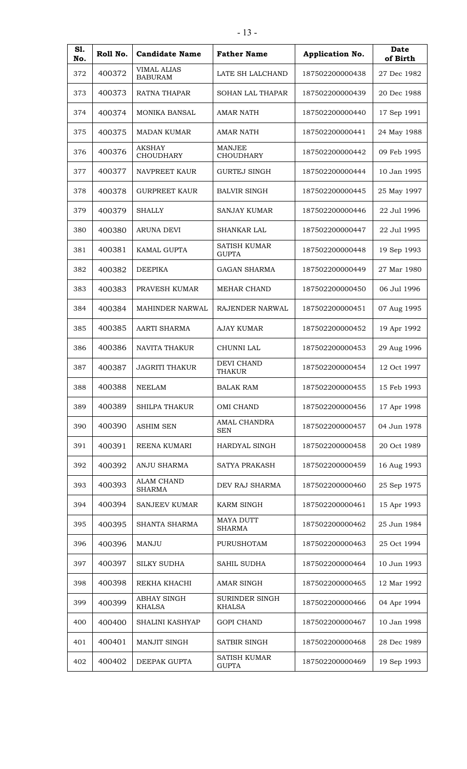| Sl. No. | Roll No. | Candidate Name | Father Name | Application No. | Date of Birth |
|---|---|---|---|---|---|
| 372 | 400372 | VIMAL ALIAS BABURAM | LATE SH LALCHAND | 187502200000438 | 27 Dec 1982 |
| 373 | 400373 | RATNA THAPAR | SOHAN LAL THAPAR | 187502200000439 | 20 Dec 1988 |
| 374 | 400374 | MONIKA BANSAL | AMAR NATH | 187502200000440 | 17 Sep 1991 |
| 375 | 400375 | MADAN KUMAR | AMAR NATH | 187502200000441 | 24 May 1988 |
| 376 | 400376 | AKSHAY CHOUDHARY | MANJEE CHOUDHARY | 187502200000442 | 09 Feb 1995 |
| 377 | 400377 | NAVPREET KAUR | GURTEJ SINGH | 187502200000444 | 10 Jan 1995 |
| 378 | 400378 | GURPREET KAUR | BALVIR SINGH | 187502200000445 | 25 May 1997 |
| 379 | 400379 | SHALLY | SANJAY KUMAR | 187502200000446 | 22 Jul 1996 |
| 380 | 400380 | ARUNA DEVI | SHANKAR LAL | 187502200000447 | 22 Jul 1995 |
| 381 | 400381 | KAMAL GUPTA | SATISH KUMAR GUPTA | 187502200000448 | 19 Sep 1993 |
| 382 | 400382 | DEEPIKA | GAGAN SHARMA | 187502200000449 | 27 Mar 1980 |
| 383 | 400383 | PRAVESH KUMAR | MEHAR CHAND | 187502200000450 | 06 Jul 1996 |
| 384 | 400384 | MAHINDER NARWAL | RAJENDER NARWAL | 187502200000451 | 07 Aug 1995 |
| 385 | 400385 | AARTI SHARMA | AJAY KUMAR | 187502200000452 | 19 Apr 1992 |
| 386 | 400386 | NAVITA THAKUR | CHUNNI LAL | 187502200000453 | 29 Aug 1996 |
| 387 | 400387 | JAGRITI THAKUR | DEVI CHAND THAKUR | 187502200000454 | 12 Oct 1997 |
| 388 | 400388 | NEELAM | BALAK RAM | 187502200000455 | 15 Feb 1993 |
| 389 | 400389 | SHILPA THAKUR | OMI CHAND | 187502200000456 | 17 Apr 1998 |
| 390 | 400390 | ASHIM SEN | AMAL CHANDRA SEN | 187502200000457 | 04 Jun 1978 |
| 391 | 400391 | REENA KUMARI | HARDYAL SINGH | 187502200000458 | 20 Oct 1989 |
| 392 | 400392 | ANJU SHARMA | SATYA PRAKASH | 187502200000459 | 16 Aug 1993 |
| 393 | 400393 | ALAM CHAND SHARMA | DEV RAJ SHARMA | 187502200000460 | 25 Sep 1975 |
| 394 | 400394 | SANJEEV KUMAR | KARM SINGH | 187502200000461 | 15 Apr 1993 |
| 395 | 400395 | SHANTA SHARMA | MAYA DUTT SHARMA | 187502200000462 | 25 Jun 1984 |
| 396 | 400396 | MANJU | PURUSHOTAM | 187502200000463 | 25 Oct 1994 |
| 397 | 400397 | SILKY SUDHA | SAHIL SUDHA | 187502200000464 | 10 Jun 1993 |
| 398 | 400398 | REKHA KHACHI | AMAR SINGH | 187502200000465 | 12 Mar 1992 |
| 399 | 400399 | ABHAY SINGH KHALSA | SURINDER SINGH KHALSA | 187502200000466 | 04 Apr 1994 |
| 400 | 400400 | SHALINI KASHYAP | GOPI CHAND | 187502200000467 | 10 Jan 1998 |
| 401 | 400401 | MANJIT SINGH | SATBIR SINGH | 187502200000468 | 28 Dec 1989 |
| 402 | 400402 | DEEPAK GUPTA | SATISH KUMAR GUPTA | 187502200000469 | 19 Sep 1993 |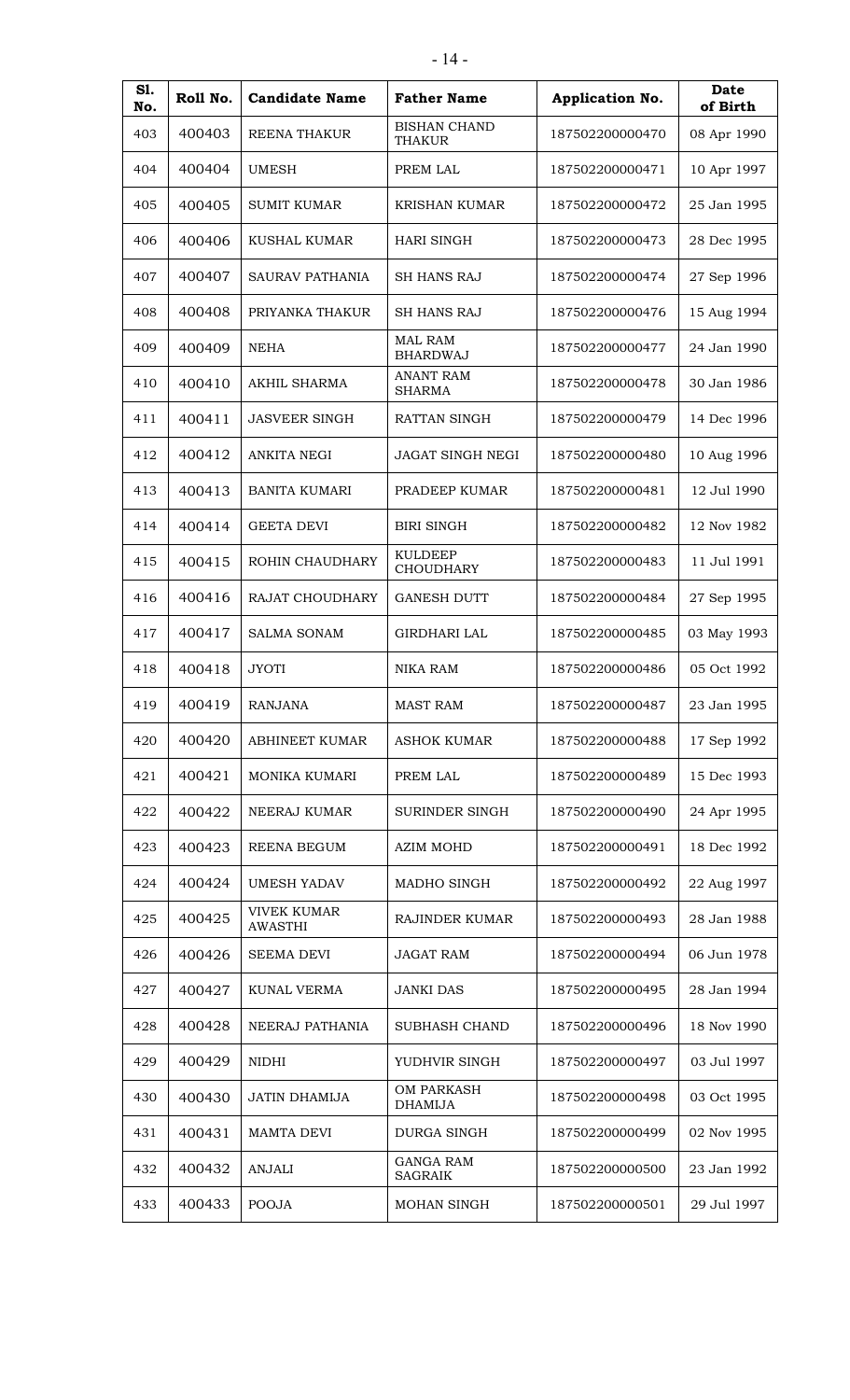| Sl. No. | Roll No. | Candidate Name | Father Name | Application No. | Date of Birth |
|---|---|---|---|---|---|
| 403 | 400403 | REENA THAKUR | BISHAN CHAND THAKUR | 187502200000470 | 08 Apr 1990 |
| 404 | 400404 | UMESH | PREM LAL | 187502200000471 | 10 Apr 1997 |
| 405 | 400405 | SUMIT KUMAR | KRISHAN KUMAR | 187502200000472 | 25 Jan 1995 |
| 406 | 400406 | KUSHAL KUMAR | HARI SINGH | 187502200000473 | 28 Dec 1995 |
| 407 | 400407 | SAURAV PATHANIA | SH HANS RAJ | 187502200000474 | 27 Sep 1996 |
| 408 | 400408 | PRIYANKA THAKUR | SH HANS RAJ | 187502200000476 | 15 Aug 1994 |
| 409 | 400409 | NEHA | MAL RAM BHARDWAJ | 187502200000477 | 24 Jan 1990 |
| 410 | 400410 | AKHIL SHARMA | ANANT RAM SHARMA | 187502200000478 | 30 Jan 1986 |
| 411 | 400411 | JASVEER SINGH | RATTAN SINGH | 187502200000479 | 14 Dec 1996 |
| 412 | 400412 | ANKITA NEGI | JAGAT SINGH NEGI | 187502200000480 | 10 Aug 1996 |
| 413 | 400413 | BANITA KUMARI | PRADEEP KUMAR | 187502200000481 | 12 Jul 1990 |
| 414 | 400414 | GEETA DEVI | BIRI SINGH | 187502200000482 | 12 Nov 1982 |
| 415 | 400415 | ROHIN CHAUDHARY | KULDEEP CHOUDHARY | 187502200000483 | 11 Jul 1991 |
| 416 | 400416 | RAJAT CHOUDHARY | GANESH DUTT | 187502200000484 | 27 Sep 1995 |
| 417 | 400417 | SALMA SONAM | GIRDHARI LAL | 187502200000485 | 03 May 1993 |
| 418 | 400418 | JYOTI | NIKA RAM | 187502200000486 | 05 Oct 1992 |
| 419 | 400419 | RANJANA | MAST RAM | 187502200000487 | 23 Jan 1995 |
| 420 | 400420 | ABHINEET KUMAR | ASHOK KUMAR | 187502200000488 | 17 Sep 1992 |
| 421 | 400421 | MONIKA KUMARI | PREM LAL | 187502200000489 | 15 Dec 1993 |
| 422 | 400422 | NEERAJ KUMAR | SURINDER SINGH | 187502200000490 | 24 Apr 1995 |
| 423 | 400423 | REENA BEGUM | AZIM MOHD | 187502200000491 | 18 Dec 1992 |
| 424 | 400424 | UMESH YADAV | MADHO SINGH | 187502200000492 | 22 Aug 1997 |
| 425 | 400425 | VIVEK KUMAR AWASTHI | RAJINDER KUMAR | 187502200000493 | 28 Jan 1988 |
| 426 | 400426 | SEEMA DEVI | JAGAT RAM | 187502200000494 | 06 Jun 1978 |
| 427 | 400427 | KUNAL VERMA | JANKI DAS | 187502200000495 | 28 Jan 1994 |
| 428 | 400428 | NEERAJ PATHANIA | SUBHASH CHAND | 187502200000496 | 18 Nov 1990 |
| 429 | 400429 | NIDHI | YUDHVIR SINGH | 187502200000497 | 03 Jul 1997 |
| 430 | 400430 | JATIN DHAMIJA | OM PARKASH DHAMIJA | 187502200000498 | 03 Oct 1995 |
| 431 | 400431 | MAMTA DEVI | DURGA SINGH | 187502200000499 | 02 Nov 1995 |
| 432 | 400432 | ANJALI | GANGA RAM SAGRAIK | 187502200000500 | 23 Jan 1992 |
| 433 | 400433 | POOJA | MOHAN SINGH | 187502200000501 | 29 Jul 1997 |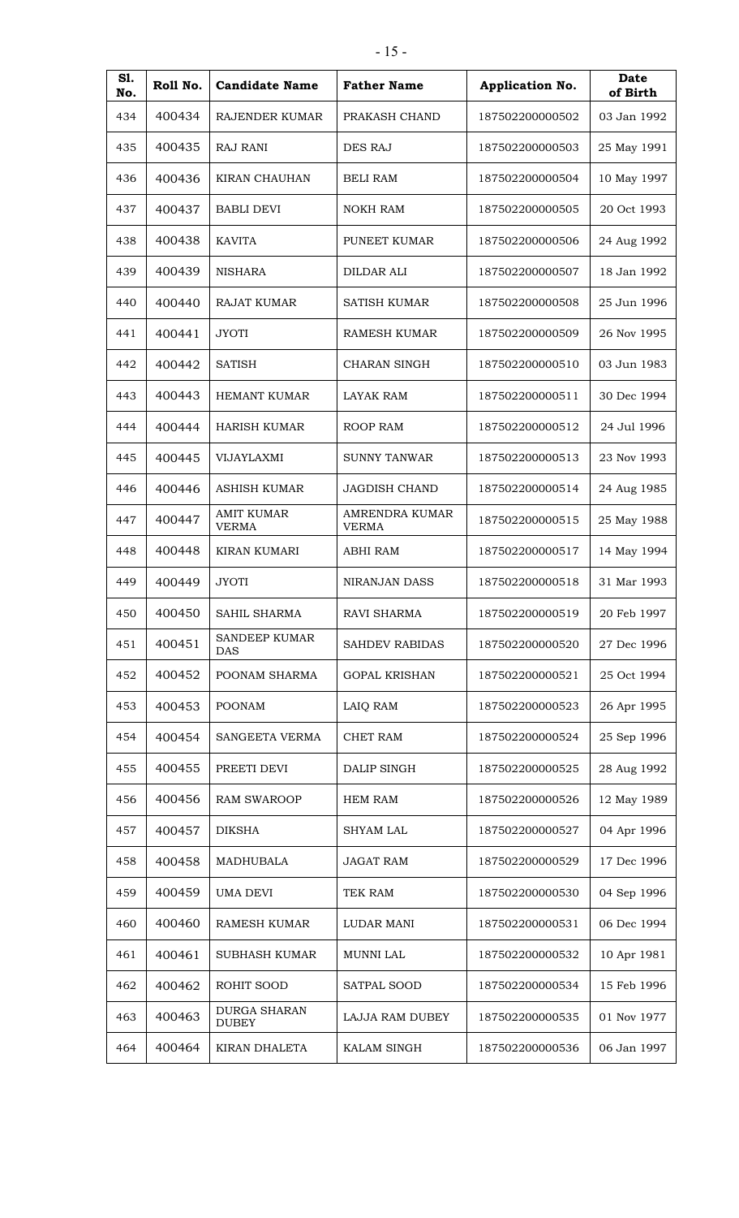| Sl. No. | Roll No. | Candidate Name | Father Name | Application No. | Date of Birth |
|---|---|---|---|---|---|
| 434 | 400434 | RAJENDER KUMAR | PRAKASH CHAND | 187502200000502 | 03 Jan 1992 |
| 435 | 400435 | RAJ RANI | DES RAJ | 187502200000503 | 25 May 1991 |
| 436 | 400436 | KIRAN CHAUHAN | BELI RAM | 187502200000504 | 10 May 1997 |
| 437 | 400437 | BABLI DEVI | NOKH RAM | 187502200000505 | 20 Oct 1993 |
| 438 | 400438 | KAVITA | PUNEET KUMAR | 187502200000506 | 24 Aug 1992 |
| 439 | 400439 | NISHARA | DILDAR ALI | 187502200000507 | 18 Jan 1992 |
| 440 | 400440 | RAJAT KUMAR | SATISH KUMAR | 187502200000508 | 25 Jun 1996 |
| 441 | 400441 | JYOTI | RAMESH KUMAR | 187502200000509 | 26 Nov 1995 |
| 442 | 400442 | SATISH | CHARAN SINGH | 187502200000510 | 03 Jun 1983 |
| 443 | 400443 | HEMANT KUMAR | LAYAK RAM | 187502200000511 | 30 Dec 1994 |
| 444 | 400444 | HARISH KUMAR | ROOP RAM | 187502200000512 | 24 Jul 1996 |
| 445 | 400445 | VIJAYLAXMI | SUNNY TANWAR | 187502200000513 | 23 Nov 1993 |
| 446 | 400446 | ASHISH KUMAR | JAGDISH CHAND | 187502200000514 | 24 Aug 1985 |
| 447 | 400447 | AMIT KUMAR VERMA | AMRENDRA KUMAR VERMA | 187502200000515 | 25 May 1988 |
| 448 | 400448 | KIRAN KUMARI | ABHI RAM | 187502200000517 | 14 May 1994 |
| 449 | 400449 | JYOTI | NIRANJAN DASS | 187502200000518 | 31 Mar 1993 |
| 450 | 400450 | SAHIL SHARMA | RAVI SHARMA | 187502200000519 | 20 Feb 1997 |
| 451 | 400451 | SANDEEP KUMAR DAS | SAHDEV RABIDAS | 187502200000520 | 27 Dec 1996 |
| 452 | 400452 | POONAM SHARMA | GOPAL KRISHAN | 187502200000521 | 25 Oct 1994 |
| 453 | 400453 | POONAM | LAIQ RAM | 187502200000523 | 26 Apr 1995 |
| 454 | 400454 | SANGEETA VERMA | CHET RAM | 187502200000524 | 25 Sep 1996 |
| 455 | 400455 | PREETI DEVI | DALIP SINGH | 187502200000525 | 28 Aug 1992 |
| 456 | 400456 | RAM SWAROOP | HEM RAM | 187502200000526 | 12 May 1989 |
| 457 | 400457 | DIKSHA | SHYAM LAL | 187502200000527 | 04 Apr 1996 |
| 458 | 400458 | MADHUBALA | JAGAT RAM | 187502200000529 | 17 Dec 1996 |
| 459 | 400459 | UMA DEVI | TEK RAM | 187502200000530 | 04 Sep 1996 |
| 460 | 400460 | RAMESH KUMAR | LUDAR MANI | 187502200000531 | 06 Dec 1994 |
| 461 | 400461 | SUBHASH KUMAR | MUNNI LAL | 187502200000532 | 10 Apr 1981 |
| 462 | 400462 | ROHIT SOOD | SATPAL SOOD | 187502200000534 | 15 Feb 1996 |
| 463 | 400463 | DURGA SHARAN DUBEY | LAJJA RAM DUBEY | 187502200000535 | 01 Nov 1977 |
| 464 | 400464 | KIRAN DHALETA | KALAM SINGH | 187502200000536 | 06 Jan 1997 |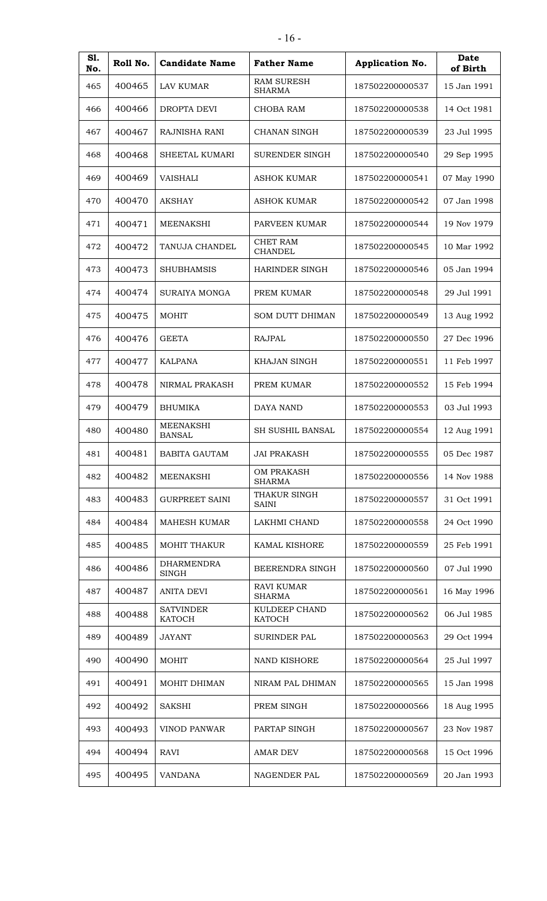| Sl. No. | Roll No. | Candidate Name | Father Name | Application No. | Date of Birth |
|---|---|---|---|---|---|
| 465 | 400465 | LAV KUMAR | RAM SURESH SHARMA | 187502200000537 | 15 Jan 1991 |
| 466 | 400466 | DROPTA DEVI | CHOBA RAM | 187502200000538 | 14 Oct 1981 |
| 467 | 400467 | RAJNISHA RANI | CHANAN SINGH | 187502200000539 | 23 Jul 1995 |
| 468 | 400468 | SHEETAL KUMARI | SURENDER SINGH | 187502200000540 | 29 Sep 1995 |
| 469 | 400469 | VAISHALI | ASHOK KUMAR | 187502200000541 | 07 May 1990 |
| 470 | 400470 | AKSHAY | ASHOK KUMAR | 187502200000542 | 07 Jan 1998 |
| 471 | 400471 | MEENAKSHI | PARVEEN KUMAR | 187502200000544 | 19 Nov 1979 |
| 472 | 400472 | TANUJA CHANDEL | CHET RAM CHANDEL | 187502200000545 | 10 Mar 1992 |
| 473 | 400473 | SHUBHAMSIS | HARINDER SINGH | 187502200000546 | 05 Jan 1994 |
| 474 | 400474 | SURAIYA MONGA | PREM KUMAR | 187502200000548 | 29 Jul 1991 |
| 475 | 400475 | MOHIT | SOM DUTT DHIMAN | 187502200000549 | 13 Aug 1992 |
| 476 | 400476 | GEETA | RAJPAL | 187502200000550 | 27 Dec 1996 |
| 477 | 400477 | KALPANA | KHAJAN SINGH | 187502200000551 | 11 Feb 1997 |
| 478 | 400478 | NIRMAL PRAKASH | PREM KUMAR | 187502200000552 | 15 Feb 1994 |
| 479 | 400479 | BHUMIKA | DAYA NAND | 187502200000553 | 03 Jul 1993 |
| 480 | 400480 | MEENAKSHI BANSAL | SH SUSHIL BANSAL | 187502200000554 | 12 Aug 1991 |
| 481 | 400481 | BABITA GAUTAM | JAI PRAKASH | 187502200000555 | 05 Dec 1987 |
| 482 | 400482 | MEENAKSHI | OM PRAKASH SHARMA | 187502200000556 | 14 Nov 1988 |
| 483 | 400483 | GURPREET SAINI | THAKUR SINGH SAINI | 187502200000557 | 31 Oct 1991 |
| 484 | 400484 | MAHESH KUMAR | LAKHMI CHAND | 187502200000558 | 24 Oct 1990 |
| 485 | 400485 | MOHIT THAKUR | KAMAL KISHORE | 187502200000559 | 25 Feb 1991 |
| 486 | 400486 | DHARMENDRA SINGH | BEERENDRA SINGH | 187502200000560 | 07 Jul 1990 |
| 487 | 400487 | ANITA DEVI | RAVI KUMAR SHARMA | 187502200000561 | 16 May 1996 |
| 488 | 400488 | SATVINDER KATOCH | KULDEEP CHAND KATOCH | 187502200000562 | 06 Jul 1985 |
| 489 | 400489 | JAYANT | SURINDER PAL | 187502200000563 | 29 Oct 1994 |
| 490 | 400490 | MOHIT | NAND KISHORE | 187502200000564 | 25 Jul 1997 |
| 491 | 400491 | MOHIT DHIMAN | NIRAM PAL DHIMAN | 187502200000565 | 15 Jan 1998 |
| 492 | 400492 | SAKSHI | PREM SINGH | 187502200000566 | 18 Aug 1995 |
| 493 | 400493 | VINOD PANWAR | PARTAP SINGH | 187502200000567 | 23 Nov 1987 |
| 494 | 400494 | RAVI | AMAR DEV | 187502200000568 | 15 Oct 1996 |
| 495 | 400495 | VANDANA | NAGENDER PAL | 187502200000569 | 20 Jan 1993 |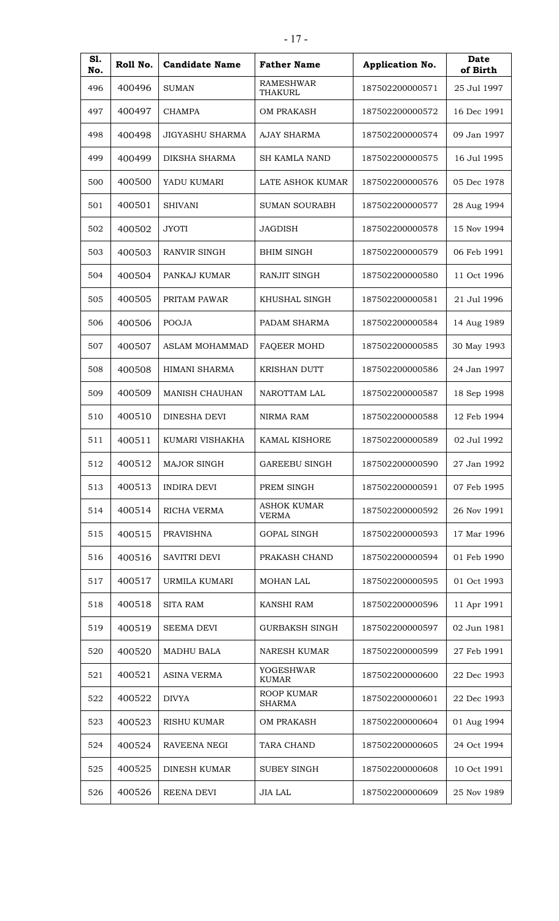| Sl. No. | Roll No. | Candidate Name | Father Name | Application No. | Date of Birth |
|---|---|---|---|---|---|
| 496 | 400496 | SUMAN | RAMESHWAR THAKURL | 187502200000571 | 25 Jul 1997 |
| 497 | 400497 | CHAMPA | OM PRAKASH | 187502200000572 | 16 Dec 1991 |
| 498 | 400498 | JIGYASHU SHARMA | AJAY SHARMA | 187502200000574 | 09 Jan 1997 |
| 499 | 400499 | DIKSHA SHARMA | SH KAMLA NAND | 187502200000575 | 16 Jul 1995 |
| 500 | 400500 | YADU KUMARI | LATE ASHOK KUMAR | 187502200000576 | 05 Dec 1978 |
| 501 | 400501 | SHIVANI | SUMAN SOURABH | 187502200000577 | 28 Aug 1994 |
| 502 | 400502 | JYOTI | JAGDISH | 187502200000578 | 15 Nov 1994 |
| 503 | 400503 | RANVIR SINGH | BHIM SINGH | 187502200000579 | 06 Feb 1991 |
| 504 | 400504 | PANKAJ KUMAR | RANJIT SINGH | 187502200000580 | 11 Oct 1996 |
| 505 | 400505 | PRITAM PAWAR | KHUSHAL SINGH | 187502200000581 | 21 Jul 1996 |
| 506 | 400506 | POOJA | PADAM SHARMA | 187502200000584 | 14 Aug 1989 |
| 507 | 400507 | ASLAM MOHAMMAD | FAQEER MOHD | 187502200000585 | 30 May 1993 |
| 508 | 400508 | HIMANI SHARMA | KRISHAN DUTT | 187502200000586 | 24 Jan 1997 |
| 509 | 400509 | MANISH CHAUHAN | NAROTTAM LAL | 187502200000587 | 18 Sep 1998 |
| 510 | 400510 | DINESHA DEVI | NIRMA RAM | 187502200000588 | 12 Feb 1994 |
| 511 | 400511 | KUMARI VISHAKHA | KAMAL KISHORE | 187502200000589 | 02 Jul 1992 |
| 512 | 400512 | MAJOR SINGH | GAREEBU SINGH | 187502200000590 | 27 Jan 1992 |
| 513 | 400513 | INDIRA DEVI | PREM SINGH | 187502200000591 | 07 Feb 1995 |
| 514 | 400514 | RICHA VERMA | ASHOK KUMAR VERMA | 187502200000592 | 26 Nov 1991 |
| 515 | 400515 | PRAVISHNA | GOPAL SINGH | 187502200000593 | 17 Mar 1996 |
| 516 | 400516 | SAVITRI DEVI | PRAKASH CHAND | 187502200000594 | 01 Feb 1990 |
| 517 | 400517 | URMILA KUMARI | MOHAN LAL | 187502200000595 | 01 Oct 1993 |
| 518 | 400518 | SITA RAM | KANSHI RAM | 187502200000596 | 11 Apr 1991 |
| 519 | 400519 | SEEMA DEVI | GURBAKSH SINGH | 187502200000597 | 02 Jun 1981 |
| 520 | 400520 | MADHU BALA | NARESH KUMAR | 187502200000599 | 27 Feb 1991 |
| 521 | 400521 | ASINA VERMA | YOGESHWAR KUMAR | 187502200000600 | 22 Dec 1993 |
| 522 | 400522 | DIVYA | ROOP KUMAR SHARMA | 187502200000601 | 22 Dec 1993 |
| 523 | 400523 | RISHU KUMAR | OM PRAKASH | 187502200000604 | 01 Aug 1994 |
| 524 | 400524 | RAVEENA NEGI | TARA CHAND | 187502200000605 | 24 Oct 1994 |
| 525 | 400525 | DINESH KUMAR | SUBEY SINGH | 187502200000608 | 10 Oct 1991 |
| 526 | 400526 | REENA DEVI | JIA LAL | 187502200000609 | 25 Nov 1989 |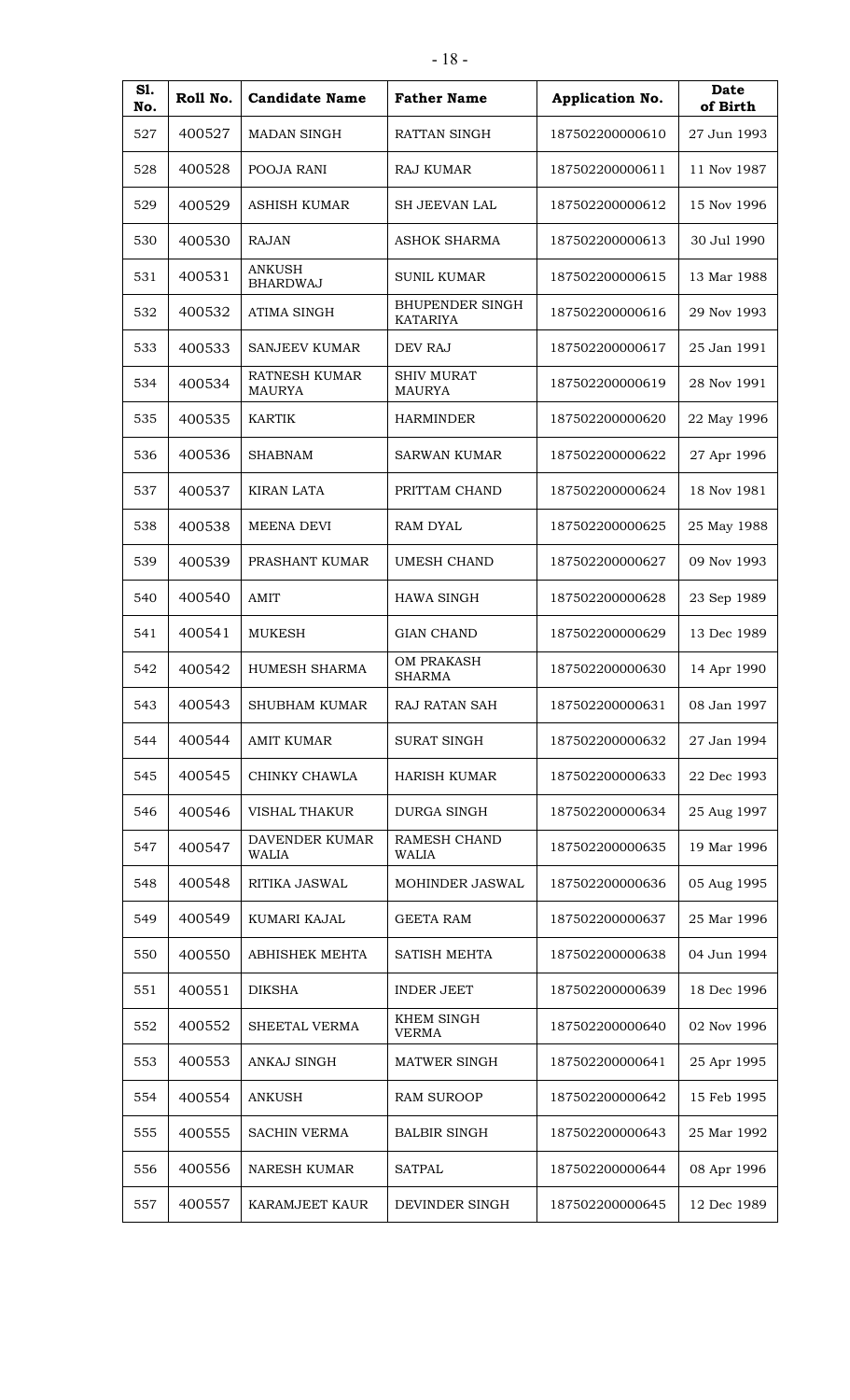| Sl. No. | Roll No. | Candidate Name | Father Name | Application No. | Date of Birth |
|---|---|---|---|---|---|
| 527 | 400527 | MADAN SINGH | RATTAN SINGH | 187502200000610 | 27 Jun 1993 |
| 528 | 400528 | POOJA RANI | RAJ KUMAR | 187502200000611 | 11 Nov 1987 |
| 529 | 400529 | ASHISH KUMAR | SH JEEVAN LAL | 187502200000612 | 15 Nov 1996 |
| 530 | 400530 | RAJAN | ASHOK SHARMA | 187502200000613 | 30 Jul 1990 |
| 531 | 400531 | ANKUSH BHARDWAJ | SUNIL KUMAR | 187502200000615 | 13 Mar 1988 |
| 532 | 400532 | ATIMA SINGH | BHUPENDER SINGH KATARIYA | 187502200000616 | 29 Nov 1993 |
| 533 | 400533 | SANJEEV KUMAR | DEV RAJ | 187502200000617 | 25 Jan 1991 |
| 534 | 400534 | RATNESH KUMAR MAURYA | SHIV MURAT MAURYA | 187502200000619 | 28 Nov 1991 |
| 535 | 400535 | KARTIK | HARMINDER | 187502200000620 | 22 May 1996 |
| 536 | 400536 | SHABNAM | SARWAN KUMAR | 187502200000622 | 27 Apr 1996 |
| 537 | 400537 | KIRAN LATA | PRITTAM CHAND | 187502200000624 | 18 Nov 1981 |
| 538 | 400538 | MEENA DEVI | RAM DYAL | 187502200000625 | 25 May 1988 |
| 539 | 400539 | PRASHANT KUMAR | UMESH CHAND | 187502200000627 | 09 Nov 1993 |
| 540 | 400540 | AMIT | HAWA SINGH | 187502200000628 | 23 Sep 1989 |
| 541 | 400541 | MUKESH | GIAN CHAND | 187502200000629 | 13 Dec 1989 |
| 542 | 400542 | HUMESH SHARMA | OM PRAKASH SHARMA | 187502200000630 | 14 Apr 1990 |
| 543 | 400543 | SHUBHAM KUMAR | RAJ RATAN SAH | 187502200000631 | 08 Jan 1997 |
| 544 | 400544 | AMIT KUMAR | SURAT SINGH | 187502200000632 | 27 Jan 1994 |
| 545 | 400545 | CHINKY CHAWLA | HARISH KUMAR | 187502200000633 | 22 Dec 1993 |
| 546 | 400546 | VISHAL THAKUR | DURGA SINGH | 187502200000634 | 25 Aug 1997 |
| 547 | 400547 | DAVENDER KUMAR WALIA | RAMESH CHAND WALIA | 187502200000635 | 19 Mar 1996 |
| 548 | 400548 | RITIKA JASWAL | MOHINDER JASWAL | 187502200000636 | 05 Aug 1995 |
| 549 | 400549 | KUMARI KAJAL | GEETA RAM | 187502200000637 | 25 Mar 1996 |
| 550 | 400550 | ABHISHEK MEHTA | SATISH MEHTA | 187502200000638 | 04 Jun 1994 |
| 551 | 400551 | DIKSHA | INDER JEET | 187502200000639 | 18 Dec 1996 |
| 552 | 400552 | SHEETAL VERMA | KHEM SINGH VERMA | 187502200000640 | 02 Nov 1996 |
| 553 | 400553 | ANKAJ SINGH | MATWER SINGH | 187502200000641 | 25 Apr 1995 |
| 554 | 400554 | ANKUSH | RAM SUROOP | 187502200000642 | 15 Feb 1995 |
| 555 | 400555 | SACHIN VERMA | BALBIR SINGH | 187502200000643 | 25 Mar 1992 |
| 556 | 400556 | NARESH KUMAR | SATPAL | 187502200000644 | 08 Apr 1996 |
| 557 | 400557 | KARAMJEET KAUR | DEVINDER SINGH | 187502200000645 | 12 Dec 1989 |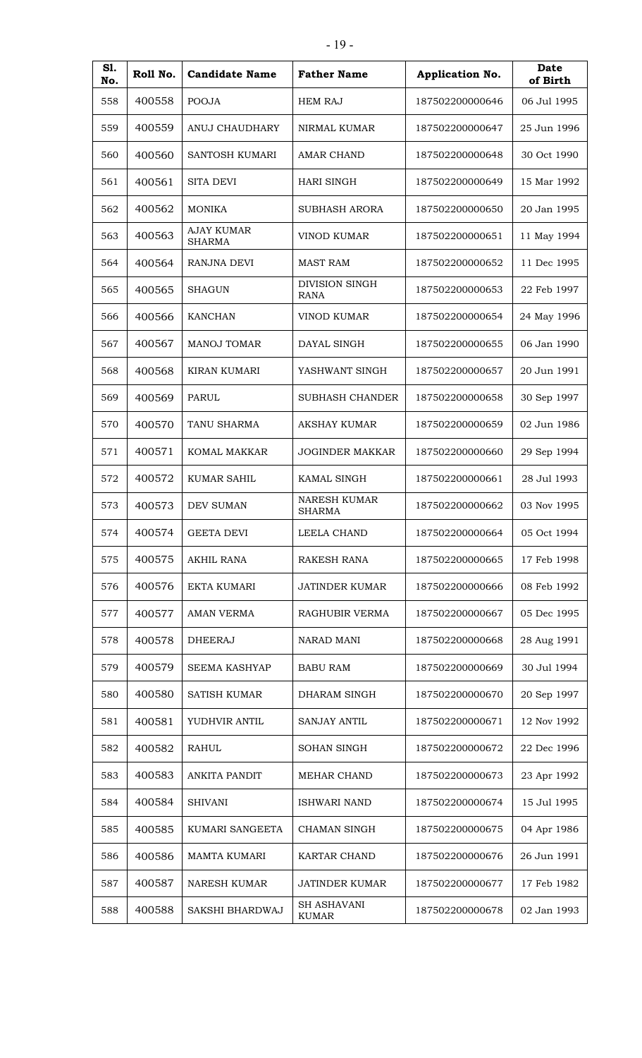| Sl. No. | Roll No. | Candidate Name | Father Name | Application No. | Date of Birth |
|---|---|---|---|---|---|
| 558 | 400558 | POOJA | HEM RAJ | 187502200000646 | 06 Jul 1995 |
| 559 | 400559 | ANUJ CHAUDHARY | NIRMAL KUMAR | 187502200000647 | 25 Jun 1996 |
| 560 | 400560 | SANTOSH KUMARI | AMAR CHAND | 187502200000648 | 30 Oct 1990 |
| 561 | 400561 | SITA DEVI | HARI SINGH | 187502200000649 | 15 Mar 1992 |
| 562 | 400562 | MONIKA | SUBHASH ARORA | 187502200000650 | 20 Jan 1995 |
| 563 | 400563 | AJAY KUMAR SHARMA | VINOD KUMAR | 187502200000651 | 11 May 1994 |
| 564 | 400564 | RANJNA DEVI | MAST RAM | 187502200000652 | 11 Dec 1995 |
| 565 | 400565 | SHAGUN | DIVISION SINGH RANA | 187502200000653 | 22 Feb 1997 |
| 566 | 400566 | KANCHAN | VINOD KUMAR | 187502200000654 | 24 May 1996 |
| 567 | 400567 | MANOJ TOMAR | DAYAL SINGH | 187502200000655 | 06 Jan 1990 |
| 568 | 400568 | KIRAN KUMARI | YASHWANT SINGH | 187502200000657 | 20 Jun 1991 |
| 569 | 400569 | PARUL | SUBHASH CHANDER | 187502200000658 | 30 Sep 1997 |
| 570 | 400570 | TANU SHARMA | AKSHAY KUMAR | 187502200000659 | 02 Jun 1986 |
| 571 | 400571 | KOMAL MAKKAR | JOGINDER MAKKAR | 187502200000660 | 29 Sep 1994 |
| 572 | 400572 | KUMAR SAHIL | KAMAL SINGH | 187502200000661 | 28 Jul 1993 |
| 573 | 400573 | DEV SUMAN | NARESH KUMAR SHARMA | 187502200000662 | 03 Nov 1995 |
| 574 | 400574 | GEETA DEVI | LEELA CHAND | 187502200000664 | 05 Oct 1994 |
| 575 | 400575 | AKHIL RANA | RAKESH RANA | 187502200000665 | 17 Feb 1998 |
| 576 | 400576 | EKTA KUMARI | JATINDER KUMAR | 187502200000666 | 08 Feb 1992 |
| 577 | 400577 | AMAN VERMA | RAGHUBIR VERMA | 187502200000667 | 05 Dec 1995 |
| 578 | 400578 | DHEERAJ | NARAD MANI | 187502200000668 | 28 Aug 1991 |
| 579 | 400579 | SEEMA KASHYAP | BABU RAM | 187502200000669 | 30 Jul 1994 |
| 580 | 400580 | SATISH KUMAR | DHARAM SINGH | 187502200000670 | 20 Sep 1997 |
| 581 | 400581 | YUDHVIR ANTIL | SANJAY ANTIL | 187502200000671 | 12 Nov 1992 |
| 582 | 400582 | RAHUL | SOHAN SINGH | 187502200000672 | 22 Dec 1996 |
| 583 | 400583 | ANKITA PANDIT | MEHAR CHAND | 187502200000673 | 23 Apr 1992 |
| 584 | 400584 | SHIVANI | ISHWARI NAND | 187502200000674 | 15 Jul 1995 |
| 585 | 400585 | KUMARI SANGEETA | CHAMAN SINGH | 187502200000675 | 04 Apr 1986 |
| 586 | 400586 | MAMTA KUMARI | KARTAR CHAND | 187502200000676 | 26 Jun 1991 |
| 587 | 400587 | NARESH KUMAR | JATINDER KUMAR | 187502200000677 | 17 Feb 1982 |
| 588 | 400588 | SAKSHI BHARDWAJ | SH ASHAVANI KUMAR | 187502200000678 | 02 Jan 1993 |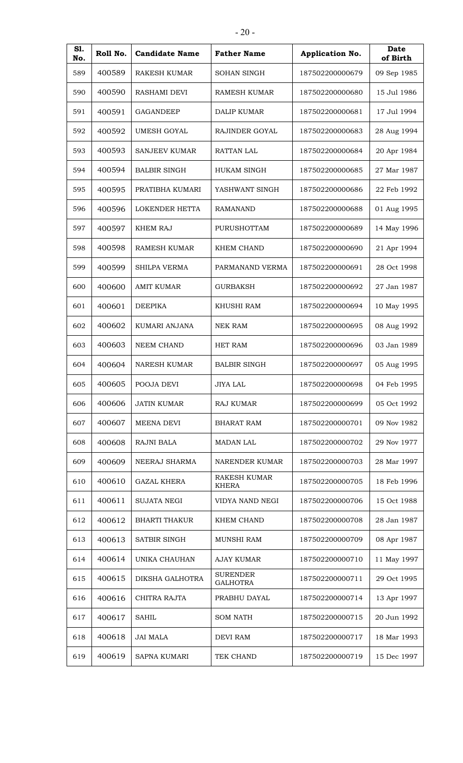| Sl. No. | Roll No. | Candidate Name | Father Name | Application No. | Date of Birth |
|---|---|---|---|---|---|
| 589 | 400589 | RAKESH KUMAR | SOHAN SINGH | 187502200000679 | 09 Sep 1985 |
| 590 | 400590 | RASHAMI DEVI | RAMESH KUMAR | 187502200000680 | 15 Jul 1986 |
| 591 | 400591 | GAGANDEEP | DALIP KUMAR | 187502200000681 | 17 Jul 1994 |
| 592 | 400592 | UMESH GOYAL | RAJINDER GOYAL | 187502200000683 | 28 Aug 1994 |
| 593 | 400593 | SANJEEV KUMAR | RATTAN LAL | 187502200000684 | 20 Apr 1984 |
| 594 | 400594 | BALBIR SINGH | HUKAM SINGH | 187502200000685 | 27 Mar 1987 |
| 595 | 400595 | PRATIBHA KUMARI | YASHWANT SINGH | 187502200000686 | 22 Feb 1992 |
| 596 | 400596 | LOKENDER HETTA | RAMANAND | 187502200000688 | 01 Aug 1995 |
| 597 | 400597 | KHEM RAJ | PURUSHOTTAM | 187502200000689 | 14 May 1996 |
| 598 | 400598 | RAMESH KUMAR | KHEM CHAND | 187502200000690 | 21 Apr 1994 |
| 599 | 400599 | SHILPA VERMA | PARMANAND VERMA | 187502200000691 | 28 Oct 1998 |
| 600 | 400600 | AMIT KUMAR | GURBAKSH | 187502200000692 | 27 Jan 1987 |
| 601 | 400601 | DEEPIKA | KHUSHI RAM | 187502200000694 | 10 May 1995 |
| 602 | 400602 | KUMARI ANJANA | NEK RAM | 187502200000695 | 08 Aug 1992 |
| 603 | 400603 | NEEM CHAND | HET RAM | 187502200000696 | 03 Jan 1989 |
| 604 | 400604 | NARESH KUMAR | BALBIR SINGH | 187502200000697 | 05 Aug 1995 |
| 605 | 400605 | POOJA DEVI | JIYA LAL | 187502200000698 | 04 Feb 1995 |
| 606 | 400606 | JATIN KUMAR | RAJ KUMAR | 187502200000699 | 05 Oct 1992 |
| 607 | 400607 | MEENA DEVI | BHARAT RAM | 187502200000701 | 09 Nov 1982 |
| 608 | 400608 | RAJNI BALA | MADAN LAL | 187502200000702 | 29 Nov 1977 |
| 609 | 400609 | NEERAJ SHARMA | NARENDER KUMAR | 187502200000703 | 28 Mar 1997 |
| 610 | 400610 | GAZAL KHERA | RAKESH KUMAR KHERA | 187502200000705 | 18 Feb 1996 |
| 611 | 400611 | SUJATA NEGI | VIDYA NAND NEGI | 187502200000706 | 15 Oct 1988 |
| 612 | 400612 | BHARTI THAKUR | KHEM CHAND | 187502200000708 | 28 Jan 1987 |
| 613 | 400613 | SATBIR SINGH | MUNSHI RAM | 187502200000709 | 08 Apr 1987 |
| 614 | 400614 | UNIKA CHAUHAN | AJAY KUMAR | 187502200000710 | 11 May 1997 |
| 615 | 400615 | DIKSHA GALHOTRA | SURENDER GALHOTRA | 187502200000711 | 29 Oct 1995 |
| 616 | 400616 | CHITRA RAJTA | PRABHU DAYAL | 187502200000714 | 13 Apr 1997 |
| 617 | 400617 | SAHIL | SOM NATH | 187502200000715 | 20 Jun 1992 |
| 618 | 400618 | JAI MALA | DEVI RAM | 187502200000717 | 18 Mar 1993 |
| 619 | 400619 | SAPNA KUMARI | TEK CHAND | 187502200000719 | 15 Dec 1997 |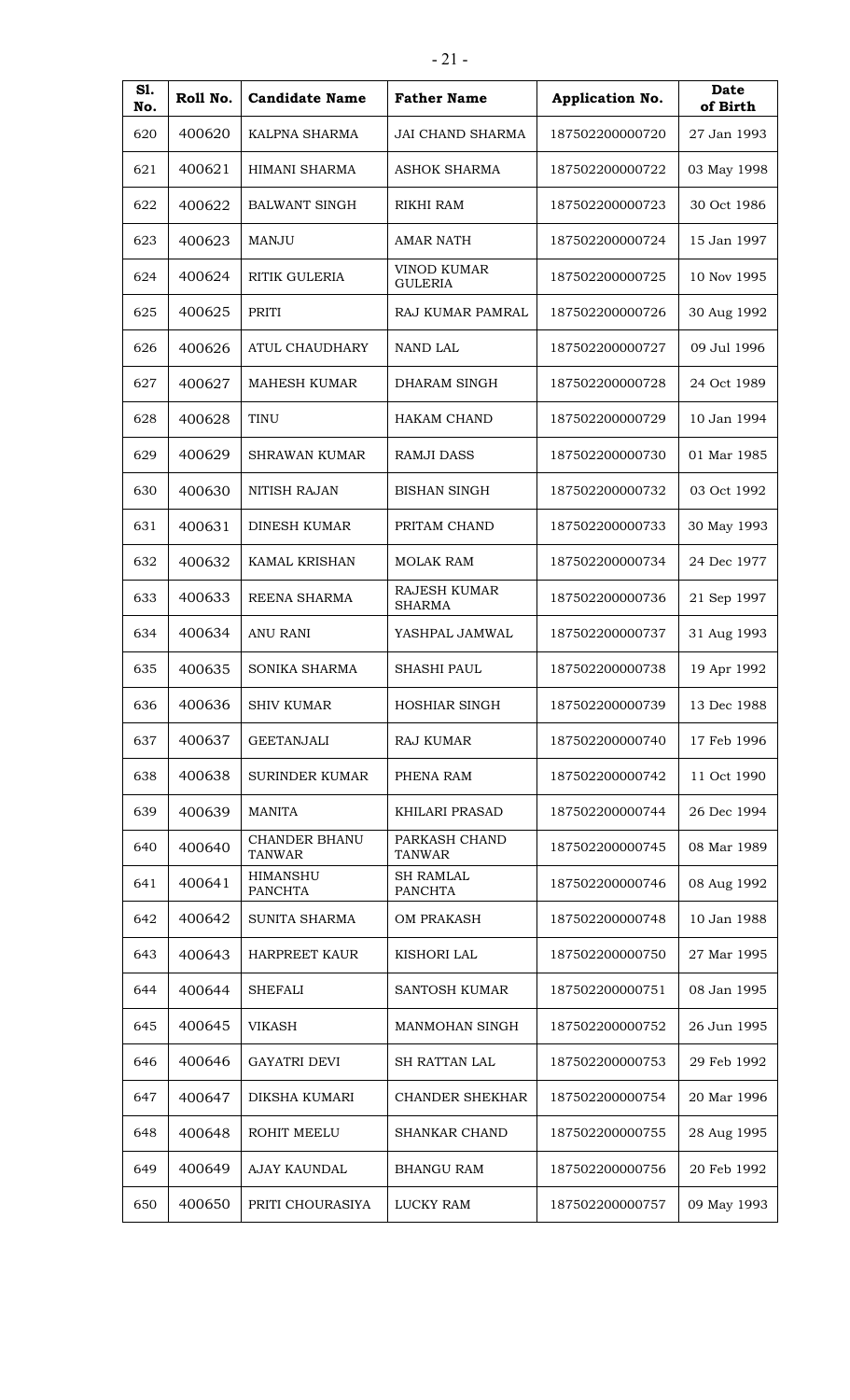| Sl. No. | Roll No. | Candidate Name | Father Name | Application No. | Date of Birth |
|---|---|---|---|---|---|
| 620 | 400620 | KALPNA SHARMA | JAI CHAND SHARMA | 187502200000720 | 27 Jan 1993 |
| 621 | 400621 | HIMANI SHARMA | ASHOK SHARMA | 187502200000722 | 03 May 1998 |
| 622 | 400622 | BALWANT SINGH | RIKHI RAM | 187502200000723 | 30 Oct 1986 |
| 623 | 400623 | MANJU | AMAR NATH | 187502200000724 | 15 Jan 1997 |
| 624 | 400624 | RITIK GULERIA | VINOD KUMAR GULERIA | 187502200000725 | 10 Nov 1995 |
| 625 | 400625 | PRITI | RAJ KUMAR PAMRAL | 187502200000726 | 30 Aug 1992 |
| 626 | 400626 | ATUL CHAUDHARY | NAND LAL | 187502200000727 | 09 Jul 1996 |
| 627 | 400627 | MAHESH KUMAR | DHARAM SINGH | 187502200000728 | 24 Oct 1989 |
| 628 | 400628 | TINU | HAKAM CHAND | 187502200000729 | 10 Jan 1994 |
| 629 | 400629 | SHRAWAN KUMAR | RAMJI DASS | 187502200000730 | 01 Mar 1985 |
| 630 | 400630 | NITISH RAJAN | BISHAN SINGH | 187502200000732 | 03 Oct 1992 |
| 631 | 400631 | DINESH KUMAR | PRITAM CHAND | 187502200000733 | 30 May 1993 |
| 632 | 400632 | KAMAL KRISHAN | MOLAK RAM | 187502200000734 | 24 Dec 1977 |
| 633 | 400633 | REENA SHARMA | RAJESH KUMAR SHARMA | 187502200000736 | 21 Sep 1997 |
| 634 | 400634 | ANU RANI | YASHPAL JAMWAL | 187502200000737 | 31 Aug 1993 |
| 635 | 400635 | SONIKA SHARMA | SHASHI PAUL | 187502200000738 | 19 Apr 1992 |
| 636 | 400636 | SHIV KUMAR | HOSHIAR SINGH | 187502200000739 | 13 Dec 1988 |
| 637 | 400637 | GEETANJALI | RAJ KUMAR | 187502200000740 | 17 Feb 1996 |
| 638 | 400638 | SURINDER KUMAR | PHENA RAM | 187502200000742 | 11 Oct 1990 |
| 639 | 400639 | MANITA | KHILARI PRASAD | 187502200000744 | 26 Dec 1994 |
| 640 | 400640 | CHANDER BHANU TANWAR | PARKASH CHAND TANWAR | 187502200000745 | 08 Mar 1989 |
| 641 | 400641 | HIMANSHU PANCHTA | SH RAMLAL PANCHTA | 187502200000746 | 08 Aug 1992 |
| 642 | 400642 | SUNITA SHARMA | OM PRAKASH | 187502200000748 | 10 Jan 1988 |
| 643 | 400643 | HARPREET KAUR | KISHORI LAL | 187502200000750 | 27 Mar 1995 |
| 644 | 400644 | SHEFALI | SANTOSH KUMAR | 187502200000751 | 08 Jan 1995 |
| 645 | 400645 | VIKASH | MANMOHAN SINGH | 187502200000752 | 26 Jun 1995 |
| 646 | 400646 | GAYATRI DEVI | SH RATTAN LAL | 187502200000753 | 29 Feb 1992 |
| 647 | 400647 | DIKSHA KUMARI | CHANDER SHEKHAR | 187502200000754 | 20 Mar 1996 |
| 648 | 400648 | ROHIT MEELU | SHANKAR CHAND | 187502200000755 | 28 Aug 1995 |
| 649 | 400649 | AJAY KAUNDAL | BHANGU RAM | 187502200000756 | 20 Feb 1992 |
| 650 | 400650 | PRITI CHOURASIYA | LUCKY RAM | 187502200000757 | 09 May 1993 |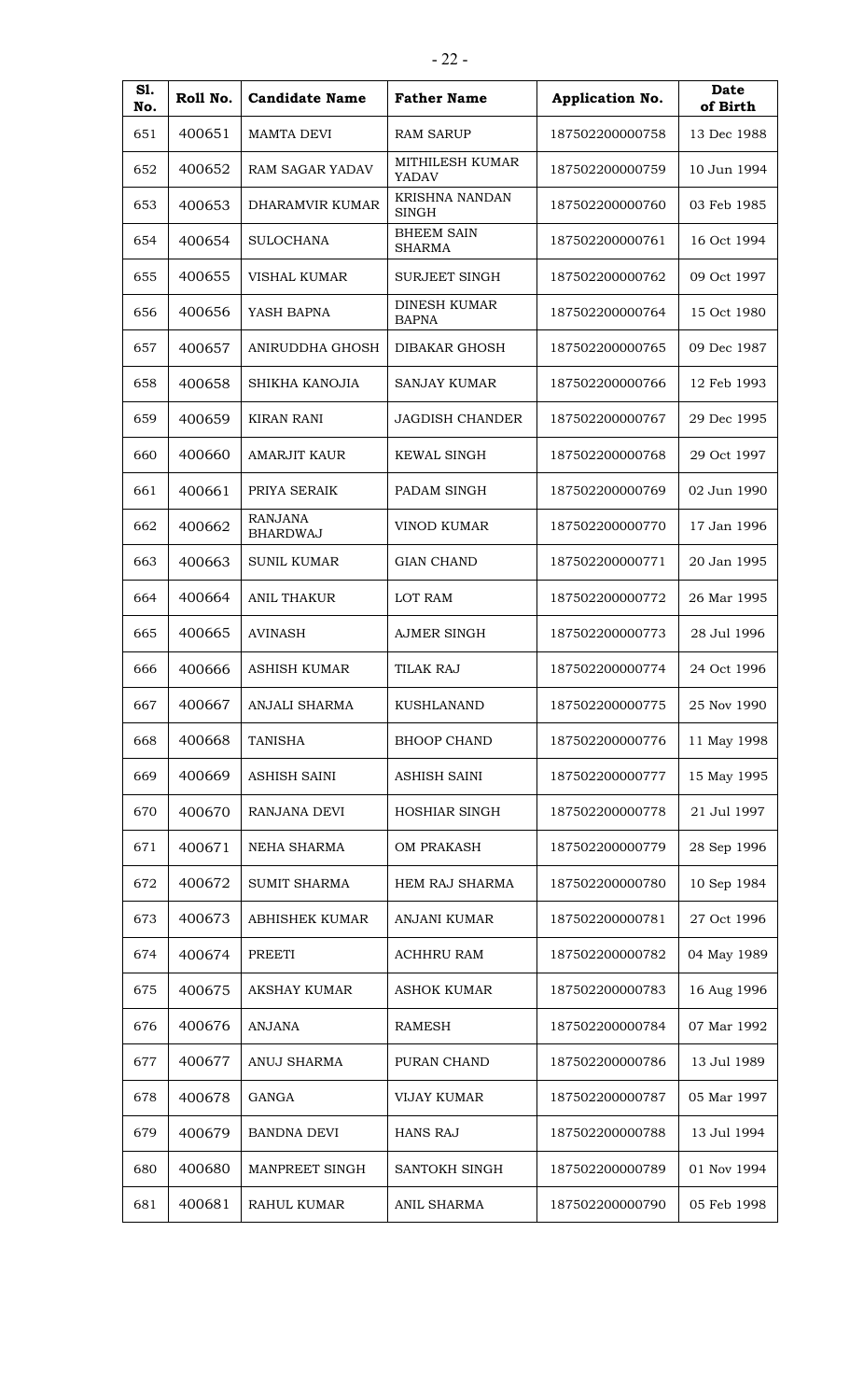| Sl. No. | Roll No. | Candidate Name | Father Name | Application No. | Date of Birth |
|---|---|---|---|---|---|
| 651 | 400651 | MAMTA DEVI | RAM SARUP | 187502200000758 | 13 Dec 1988 |
| 652 | 400652 | RAM SAGAR YADAV | MITHILESH KUMAR YADAV | 187502200000759 | 10 Jun 1994 |
| 653 | 400653 | DHARAMVIR KUMAR | KRISHNA NANDAN SINGH | 187502200000760 | 03 Feb 1985 |
| 654 | 400654 | SULOCHANA | BHEEM SAIN SHARMA | 187502200000761 | 16 Oct 1994 |
| 655 | 400655 | VISHAL KUMAR | SURJEET SINGH | 187502200000762 | 09 Oct 1997 |
| 656 | 400656 | YASH BAPNA | DINESH KUMAR BAPNA | 187502200000764 | 15 Oct 1980 |
| 657 | 400657 | ANIRUDDHA GHOSH | DIBAKAR GHOSH | 187502200000765 | 09 Dec 1987 |
| 658 | 400658 | SHIKHA KANOJIA | SANJAY KUMAR | 187502200000766 | 12 Feb 1993 |
| 659 | 400659 | KIRAN RANI | JAGDISH CHANDER | 187502200000767 | 29 Dec 1995 |
| 660 | 400660 | AMARJIT KAUR | KEWAL SINGH | 187502200000768 | 29 Oct 1997 |
| 661 | 400661 | PRIYA SERAIK | PADAM SINGH | 187502200000769 | 02 Jun 1990 |
| 662 | 400662 | RANJANA BHARDWAJ | VINOD KUMAR | 187502200000770 | 17 Jan 1996 |
| 663 | 400663 | SUNIL KUMAR | GIAN CHAND | 187502200000771 | 20 Jan 1995 |
| 664 | 400664 | ANIL THAKUR | LOT RAM | 187502200000772 | 26 Mar 1995 |
| 665 | 400665 | AVINASH | AJMER SINGH | 187502200000773 | 28 Jul 1996 |
| 666 | 400666 | ASHISH KUMAR | TILAK RAJ | 187502200000774 | 24 Oct 1996 |
| 667 | 400667 | ANJALI SHARMA | KUSHLANAND | 187502200000775 | 25 Nov 1990 |
| 668 | 400668 | TANISHA | BHOOP CHAND | 187502200000776 | 11 May 1998 |
| 669 | 400669 | ASHISH SAINI | ASHISH SAINI | 187502200000777 | 15 May 1995 |
| 670 | 400670 | RANJANA DEVI | HOSHIAR SINGH | 187502200000778 | 21 Jul 1997 |
| 671 | 400671 | NEHA SHARMA | OM PRAKASH | 187502200000779 | 28 Sep 1996 |
| 672 | 400672 | SUMIT SHARMA | HEM RAJ SHARMA | 187502200000780 | 10 Sep 1984 |
| 673 | 400673 | ABHISHEK KUMAR | ANJANI KUMAR | 187502200000781 | 27 Oct 1996 |
| 674 | 400674 | PREETI | ACHHRU RAM | 187502200000782 | 04 May 1989 |
| 675 | 400675 | AKSHAY KUMAR | ASHOK KUMAR | 187502200000783 | 16 Aug 1996 |
| 676 | 400676 | ANJANA | RAMESH | 187502200000784 | 07 Mar 1992 |
| 677 | 400677 | ANUJ SHARMA | PURAN CHAND | 187502200000786 | 13 Jul 1989 |
| 678 | 400678 | GANGA | VIJAY KUMAR | 187502200000787 | 05 Mar 1997 |
| 679 | 400679 | BANDNA DEVI | HANS RAJ | 187502200000788 | 13 Jul 1994 |
| 680 | 400680 | MANPREET SINGH | SANTOKH SINGH | 187502200000789 | 01 Nov 1994 |
| 681 | 400681 | RAHUL KUMAR | ANIL SHARMA | 187502200000790 | 05 Feb 1998 |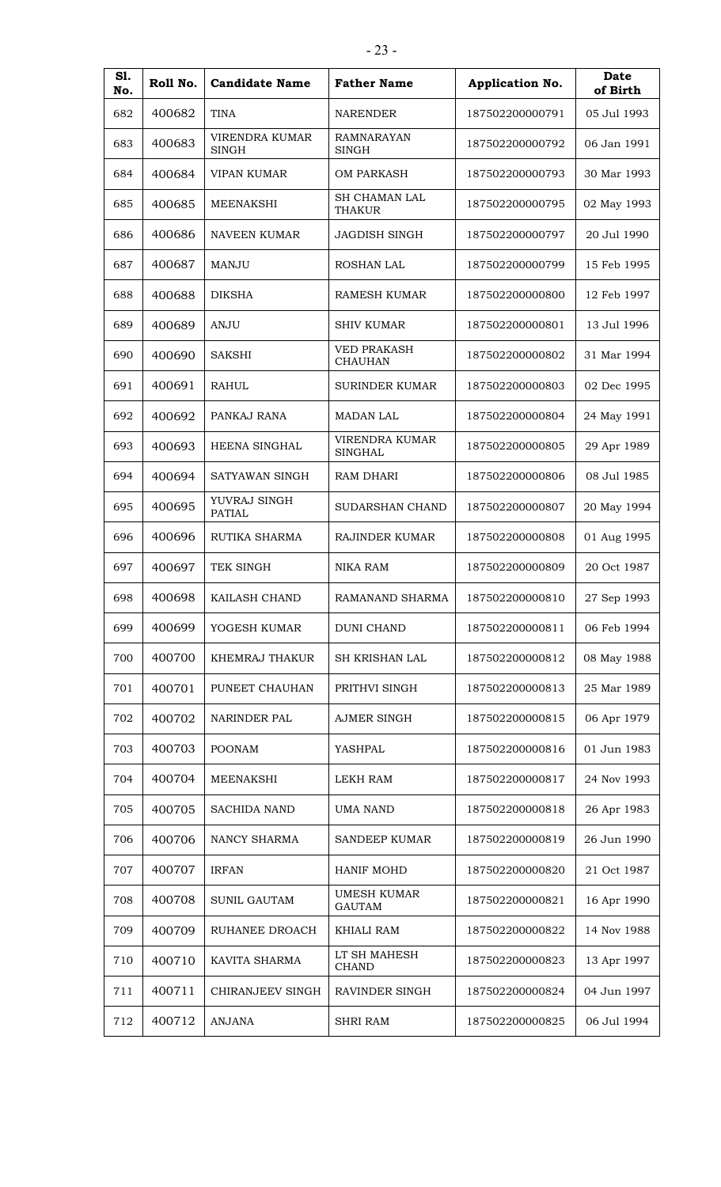| Sl. No. | Roll No. | Candidate Name | Father Name | Application No. | Date of Birth |
|---|---|---|---|---|---|
| 682 | 400682 | TINA | NARENDER | 187502200000791 | 05 Jul 1993 |
| 683 | 400683 | VIRENDRA KUMAR SINGH | RAMNARAYAN SINGH | 187502200000792 | 06 Jan 1991 |
| 684 | 400684 | VIPAN KUMAR | OM PARKASH | 187502200000793 | 30 Mar 1993 |
| 685 | 400685 | MEENAKSHI | SH CHAMAN LAL THAKUR | 187502200000795 | 02 May 1993 |
| 686 | 400686 | NAVEEN KUMAR | JAGDISH SINGH | 187502200000797 | 20 Jul 1990 |
| 687 | 400687 | MANJU | ROSHAN LAL | 187502200000799 | 15 Feb 1995 |
| 688 | 400688 | DIKSHA | RAMESH KUMAR | 187502200000800 | 12 Feb 1997 |
| 689 | 400689 | ANJU | SHIV KUMAR | 187502200000801 | 13 Jul 1996 |
| 690 | 400690 | SAKSHI | VED PRAKASH CHAUHAN | 187502200000802 | 31 Mar 1994 |
| 691 | 400691 | RAHUL | SURINDER KUMAR | 187502200000803 | 02 Dec 1995 |
| 692 | 400692 | PANKAJ RANA | MADAN LAL | 187502200000804 | 24 May 1991 |
| 693 | 400693 | HEENA SINGHAL | VIRENDRA KUMAR SINGHAL | 187502200000805 | 29 Apr 1989 |
| 694 | 400694 | SATYAWAN SINGH | RAM DHARI | 187502200000806 | 08 Jul 1985 |
| 695 | 400695 | YUVRAJ SINGH PATIAL | SUDARSHAN CHAND | 187502200000807 | 20 May 1994 |
| 696 | 400696 | RUTIKA SHARMA | RAJINDER KUMAR | 187502200000808 | 01 Aug 1995 |
| 697 | 400697 | TEK SINGH | NIKA RAM | 187502200000809 | 20 Oct 1987 |
| 698 | 400698 | KAILASH CHAND | RAMANAND SHARMA | 187502200000810 | 27 Sep 1993 |
| 699 | 400699 | YOGESH KUMAR | DUNI CHAND | 187502200000811 | 06 Feb 1994 |
| 700 | 400700 | KHEMRAJ THAKUR | SH KRISHAN LAL | 187502200000812 | 08 May 1988 |
| 701 | 400701 | PUNEET CHAUHAN | PRITHVI SINGH | 187502200000813 | 25 Mar 1989 |
| 702 | 400702 | NARINDER PAL | AJMER SINGH | 187502200000815 | 06 Apr 1979 |
| 703 | 400703 | POONAM | YASHPAL | 187502200000816 | 01 Jun 1983 |
| 704 | 400704 | MEENAKSHI | LEKH RAM | 187502200000817 | 24 Nov 1993 |
| 705 | 400705 | SACHIDA NAND | UMA NAND | 187502200000818 | 26 Apr 1983 |
| 706 | 400706 | NANCY SHARMA | SANDEEP KUMAR | 187502200000819 | 26 Jun 1990 |
| 707 | 400707 | IRFAN | HANIF MOHD | 187502200000820 | 21 Oct 1987 |
| 708 | 400708 | SUNIL GAUTAM | UMESH KUMAR GAUTAM | 187502200000821 | 16 Apr 1990 |
| 709 | 400709 | RUHANEE DROACH | KHIALI RAM | 187502200000822 | 14 Nov 1988 |
| 710 | 400710 | KAVITA SHARMA | LT SH MAHESH CHAND | 187502200000823 | 13 Apr 1997 |
| 711 | 400711 | CHIRANJEEV SINGH | RAVINDER SINGH | 187502200000824 | 04 Jun 1997 |
| 712 | 400712 | ANJANA | SHRI RAM | 187502200000825 | 06 Jul 1994 |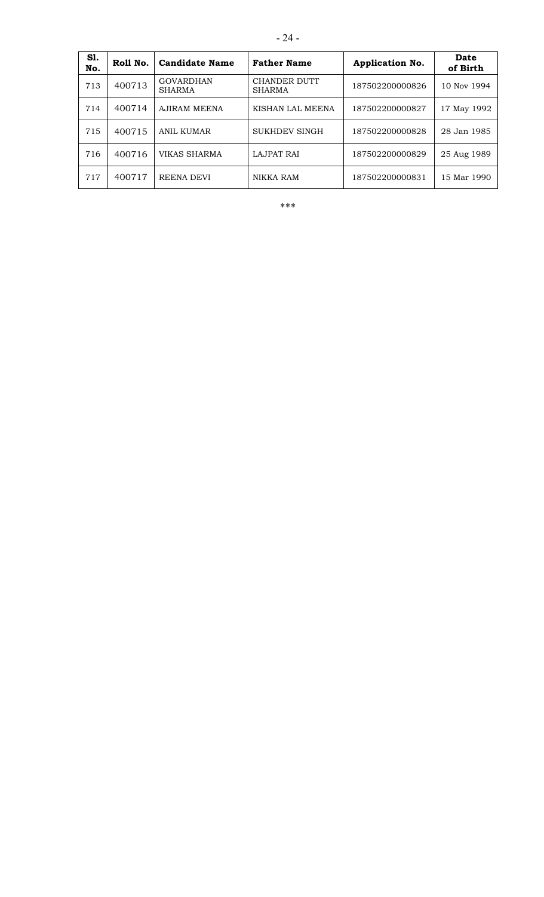| Sl. No. | Roll No. | Candidate Name | Father Name | Application No. | Date of Birth |
|---|---|---|---|---|---|
| 713 | 400713 | GOVARDHAN SHARMA | CHANDER DUTT SHARMA | 187502200000826 | 10 Nov 1994 |
| 714 | 400714 | AJIRAM MEENA | KISHAN LAL MEENA | 187502200000827 | 17 May 1992 |
| 715 | 400715 | ANIL KUMAR | SUKHDEV SINGH | 187502200000828 | 28 Jan 1985 |
| 716 | 400716 | VIKAS SHARMA | LAJPAT RAI | 187502200000829 | 25 Aug 1989 |
| 717 | 400717 | REENA DEVI | NIKKA RAM | 187502200000831 | 15 Mar 1990 |

***